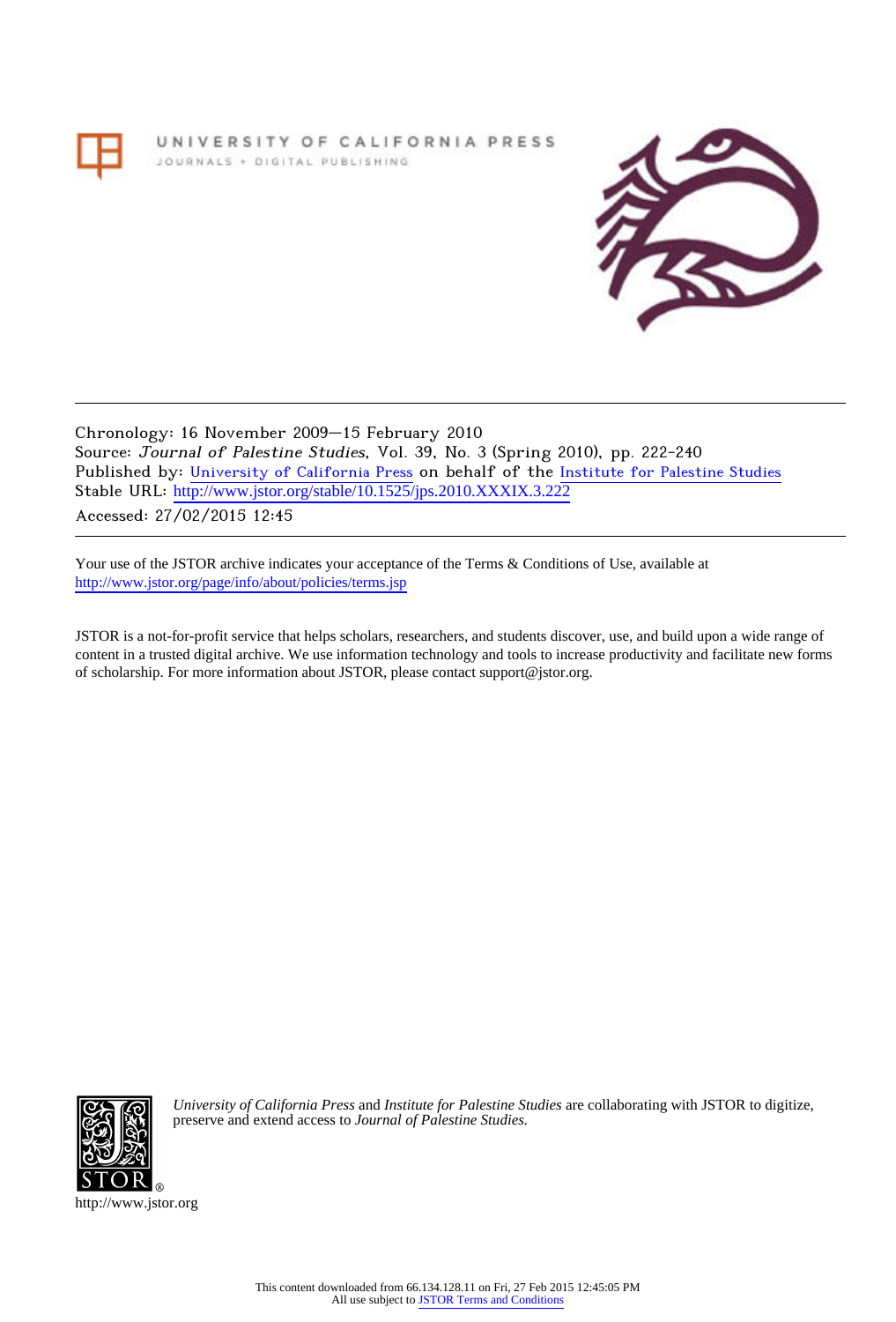UNIVERSITY OF CALIFORNIA PRESS

JOURNALS + DIGITAL PUBLISHING

Chronology: 16 November 2009—15 February 2010
Source: *Journal of Palestine Studies*, Vol. 39, No. 3 (Spring 2010), pp. 222-240
Published by: University of California Press on behalf of the Institute for Palestine Studies
Stable URL: http://www.jstor.org/stable/10.1525/jps.2010.XXXIX.3.222
Accessed: 27/02/2015 12:45

Your use of the JSTOR archive indicates your acceptance of the Terms & Conditions of Use, available at
http://www.jstor.org/page/info/about/policies/terms.jsp

JSTOR is a not-for-profit service that helps scholars, researchers, and students discover, use, and build upon a wide range of content in a trusted digital archive. We use information technology and tools to increase productivity and facilitate new forms of scholarship. For more information about JSTOR, please contact support@jstor.org.

*University of California Press* and *Institute for Palestine Studies* are collaborating with JSTOR to digitize, preserve and extend access to *Journal of Palestine Studies.*

http://www.jstor.org

This content downloaded from 66.134.128.11 on Fri, 27 Feb 2015 12:45:05 PM
All use subject to JSTOR Terms and Conditions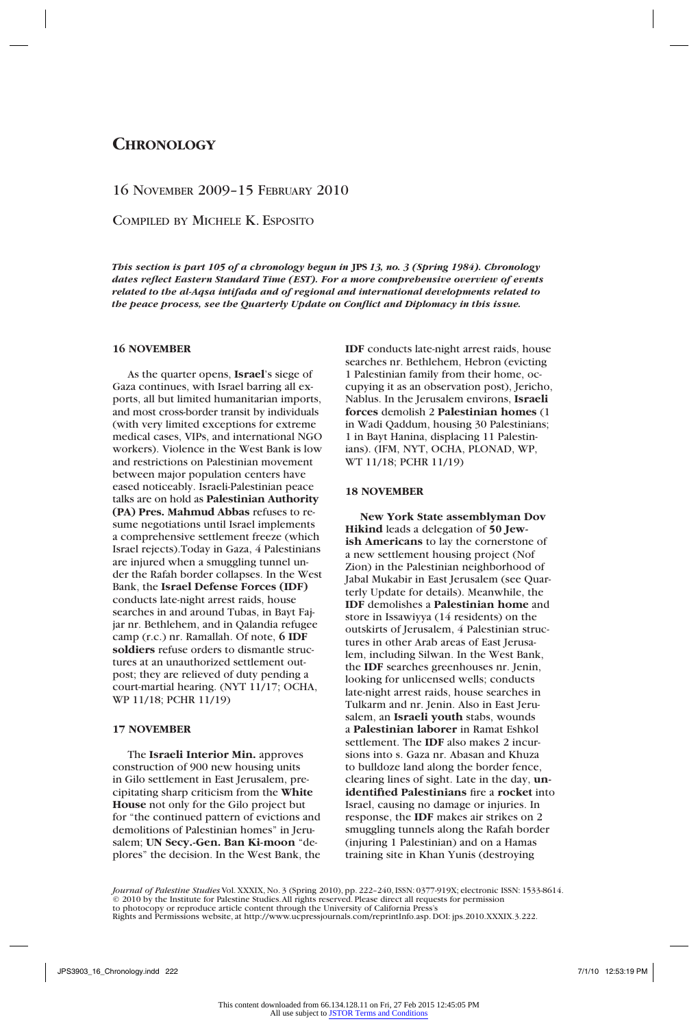# Chronology

## 16 November 2009–15 February 2010

Compiled by Michele K. Esposito

***This section is part 105 of a chronology begun in JPS 13, no. 3 (Spring 1984). Chronology dates reflect Eastern Standard Time (EST). For a more comprehensive overview of events related to the al-Aqsa intifada and of regional and international developments related to the peace process, see the Quarterly Update on Conflict and Diplomacy in this issue.***

### 16 NOVEMBER

As the quarter opens, **Israel**'s siege of Gaza continues, with Israel barring all exports, all but limited humanitarian imports, and most cross-border transit by individuals (with very limited exceptions for extreme medical cases, VIPs, and international NGO workers). Violence in the West Bank is low and restrictions on Palestinian movement between major population centers have eased noticeably. Israeli-Palestinian peace talks are on hold as **Palestinian Authority (PA) Pres. Mahmud Abbas** refuses to resume negotiations until Israel implements a comprehensive settlement freeze (which Israel rejects).Today in Gaza, 4 Palestinians are injured when a smuggling tunnel under the Rafah border collapses. In the West Bank, the **Israel Defense Forces (IDF)** conducts late-night arrest raids, house searches in and around Tubas, in Bayt Fajjar nr. Bethlehem, and in Qalandia refugee camp (r.c.) nr. Ramallah. Of note, **6 IDF soldiers** refuse orders to dismantle structures at an unauthorized settlement outpost; they are relieved of duty pending a court-martial hearing. (NYT 11/17; OCHA, WP 11/18; PCHR 11/19)

### 17 NOVEMBER

The **Israeli Interior Min.** approves construction of 900 new housing units in Gilo settlement in East Jerusalem, precipitating sharp criticism from the **White House** not only for the Gilo project but for "the continued pattern of evictions and demolitions of Palestinian homes" in Jerusalem; **UN Secy.-Gen. Ban Ki-moon** "deplores" the decision. In the West Bank, the **IDF** conducts late-night arrest raids, house searches nr. Bethlehem, Hebron (evicting 1 Palestinian family from their home, occupying it as an observation post), Jericho, Nablus. In the Jerusalem environs, **Israeli forces** demolish 2 **Palestinian homes** (1 in Wadi Qaddum, housing 30 Palestinians; 1 in Bayt Hanina, displacing 11 Palestinians). (IFM, NYT, OCHA, PLONAD, WP, WT 11/18; PCHR 11/19)

### 18 NOVEMBER

**New York State assemblyman Dov Hikind** leads a delegation of **50 Jewish Americans** to lay the cornerstone of a new settlement housing project (Nof Zion) in the Palestinian neighborhood of Jabal Mukabir in East Jerusalem (see Quarterly Update for details). Meanwhile, the **IDF** demolishes a **Palestinian home** and store in Issawiyya (14 residents) on the outskirts of Jerusalem, 4 Palestinian structures in other Arab areas of East Jerusalem, including Silwan. In the West Bank, the **IDF** searches greenhouses nr. Jenin, looking for unlicensed wells; conducts late-night arrest raids, house searches in Tulkarm and nr. Jenin. Also in East Jerusalem, an **Israeli youth** stabs, wounds a **Palestinian laborer** in Ramat Eshkol settlement. The **IDF** also makes 2 incursions into s. Gaza nr. Abasan and Khuza to bulldoze land along the border fence, clearing lines of sight. Late in the day, **unidentified Palestinians** fire a **rocket** into Israel, causing no damage or injuries. In response, the **IDF** makes air strikes on 2 smuggling tunnels along the Rafah border (injuring 1 Palestinian) and on a Hamas training site in Khan Yunis (destroying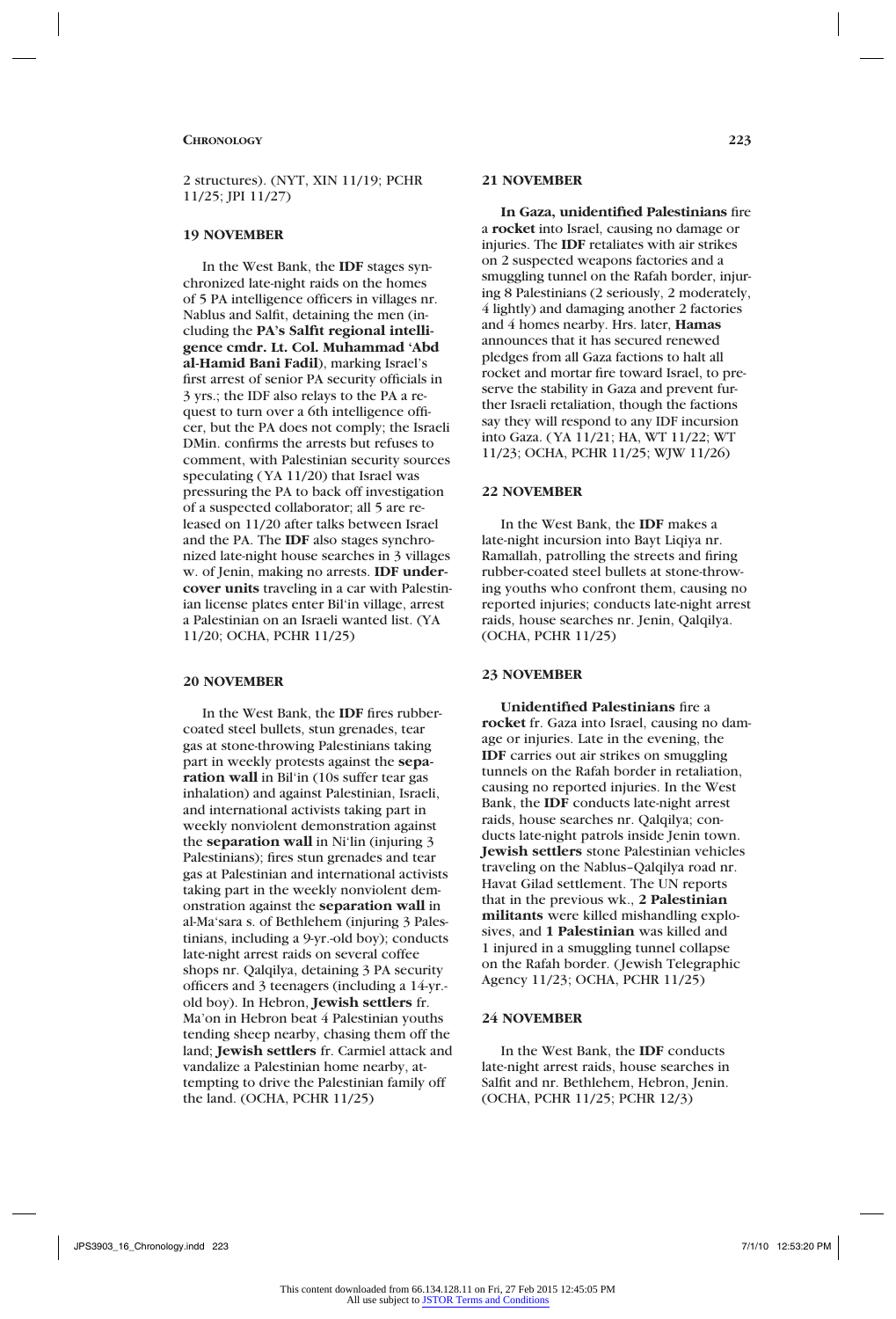2 structures). (NYT, XIN 11/19; PCHR 11/25; JPI 11/27)

### 19 NOVEMBER

In the West Bank, the **IDF** stages synchronized late-night raids on the homes of 5 PA intelligence officers in villages nr. Nablus and Salfit, detaining the men (including the **PA's Salfit regional intelligence cmdr. Lt. Col. Muhammad 'Abd al-Hamid Bani Fadil**), marking Israel's first arrest of senior PA security officials in 3 yrs.; the IDF also relays to the PA a request to turn over a 6th intelligence officer, but the PA does not comply; the Israeli DMin. confirms the arrests but refuses to comment, with Palestinian security sources speculating (YA 11/20) that Israel was pressuring the PA to back off investigation of a suspected collaborator; all 5 are released on 11/20 after talks between Israel and the PA. The **IDF** also stages synchronized late-night house searches in 3 villages w. of Jenin, making no arrests. **IDF undercover units** traveling in a car with Palestinian license plates enter Bil'in village, arrest a Palestinian on an Israeli wanted list. (YA 11/20; OCHA, PCHR 11/25)

### 20 NOVEMBER

In the West Bank, the **IDF** fires rubber-coated steel bullets, stun grenades, tear gas at stone-throwing Palestinians taking part in weekly protests against the **separation wall** in Bil'in (10s suffer tear gas inhalation) and against Palestinian, Israeli, and international activists taking part in weekly nonviolent demonstration against the **separation wall** in Ni'lin (injuring 3 Palestinians); fires stun grenades and tear gas at Palestinian and international activists taking part in the weekly nonviolent demonstration against the **separation wall** in al-Ma'sara s. of Bethlehem (injuring 3 Palestinians, including a 9-yr.-old boy); conducts late-night arrest raids on several coffee shops nr. Qalqilya, detaining 3 PA security officers and 3 teenagers (including a 14-yr.-old boy). In Hebron, **Jewish settlers** fr. Ma'on in Hebron beat 4 Palestinian youths tending sheep nearby, chasing them off the land; **Jewish settlers** fr. Carmiel attack and vandalize a Palestinian home nearby, attempting to drive the Palestinian family off the land. (OCHA, PCHR 11/25)

### 21 NOVEMBER

**In Gaza, unidentified Palestinians** fire a **rocket** into Israel, causing no damage or injuries. The **IDF** retaliates with air strikes on 2 suspected weapons factories and a smuggling tunnel on the Rafah border, injuring 8 Palestinians (2 seriously, 2 moderately, 4 lightly) and damaging another 2 factories and 4 homes nearby. Hrs. later, **Hamas** announces that it has secured renewed pledges from all Gaza factions to halt all rocket and mortar fire toward Israel, to preserve the stability in Gaza and prevent further Israeli retaliation, though the factions say they will respond to any IDF incursion into Gaza. (YA 11/21; HA, WT 11/22; WT 11/23; OCHA, PCHR 11/25; WJW 11/26)

### 22 NOVEMBER

In the West Bank, the **IDF** makes a late-night incursion into Bayt Liqiya nr. Ramallah, patrolling the streets and firing rubber-coated steel bullets at stone-throwing youths who confront them, causing no reported injuries; conducts late-night arrest raids, house searches nr. Jenin, Qalqilya. (OCHA, PCHR 11/25)

### 23 NOVEMBER

**Unidentified Palestinians** fire a **rocket** fr. Gaza into Israel, causing no damage or injuries. Late in the evening, the **IDF** carries out air strikes on smuggling tunnels on the Rafah border in retaliation, causing no reported injuries. In the West Bank, the **IDF** conducts late-night arrest raids, house searches nr. Qalqilya; conducts late-night patrols inside Jenin town. **Jewish settlers** stone Palestinian vehicles traveling on the Nablus–Qalqilya road nr. Havat Gilad settlement. The UN reports that in the previous wk., **2 Palestinian militants** were killed mishandling explosives, and **1 Palestinian** was killed and 1 injured in a smuggling tunnel collapse on the Rafah border. (Jewish Telegraphic Agency 11/23; OCHA, PCHR 11/25)

### 24 NOVEMBER

In the West Bank, the **IDF** conducts late-night arrest raids, house searches in Salfit and nr. Bethlehem, Hebron, Jenin. (OCHA, PCHR 11/25; PCHR 12/3)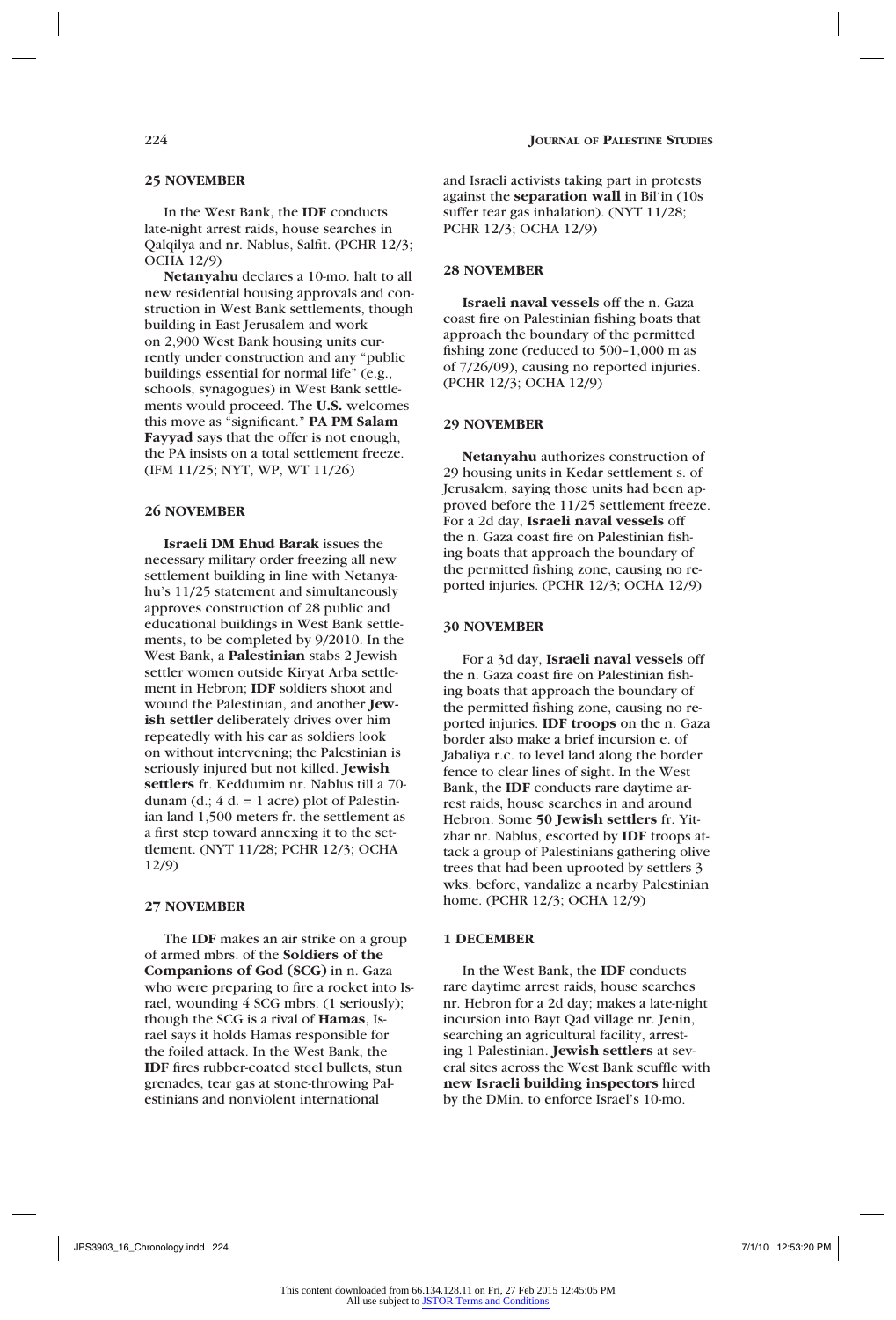## 25 NOVEMBER

In the West Bank, the **IDF** conducts late-night arrest raids, house searches in Qalqilya and nr. Nablus, Salfit. (PCHR 12/3; OCHA 12/9)

**Netanyahu** declares a 10-mo. halt to all new residential housing approvals and construction in West Bank settlements, though building in East Jerusalem and work on 2,900 West Bank housing units currently under construction and any "public buildings essential for normal life" (e.g., schools, synagogues) in West Bank settlements would proceed. The **U.S.** welcomes this move as "significant." **PA PM Salam Fayyad** says that the offer is not enough, the PA insists on a total settlement freeze. (IFM 11/25; NYT, WP, WT 11/26)

## 26 NOVEMBER

**Israeli DM Ehud Barak** issues the necessary military order freezing all new settlement building in line with Netanyahu's 11/25 statement and simultaneously approves construction of 28 public and educational buildings in West Bank settlements, to be completed by 9/2010. In the West Bank, a **Palestinian** stabs 2 Jewish settler women outside Kiryat Arba settlement in Hebron; **IDF** soldiers shoot and wound the Palestinian, and another **Jewish settler** deliberately drives over him repeatedly with his car as soldiers look on without intervening; the Palestinian is seriously injured but not killed. **Jewish settlers** fr. Keddumim nr. Nablus till a 70-dunam (d.; 4 d. = 1 acre) plot of Palestinian land 1,500 meters fr. the settlement as a first step toward annexing it to the settlement. (NYT 11/28; PCHR 12/3; OCHA 12/9)

## 27 NOVEMBER

The **IDF** makes an air strike on a group of armed mbrs. of the **Soldiers of the Companions of God (SCG)** in n. Gaza who were preparing to fire a rocket into Israel, wounding 4 SCG mbrs. (1 seriously); though the SCG is a rival of **Hamas**, Israel says it holds Hamas responsible for the foiled attack. In the West Bank, the **IDF** fires rubber-coated steel bullets, stun grenades, tear gas at stone-throwing Palestinians and nonviolent international and Israeli activists taking part in protests against the **separation wall** in Bil'in (10s suffer tear gas inhalation). (NYT 11/28; PCHR 12/3; OCHA 12/9)

## 28 NOVEMBER

**Israeli naval vessels** off the n. Gaza coast fire on Palestinian fishing boats that approach the boundary of the permitted fishing zone (reduced to 500–1,000 m as of 7/26/09), causing no reported injuries. (PCHR 12/3; OCHA 12/9)

## 29 NOVEMBER

**Netanyahu** authorizes construction of 29 housing units in Kedar settlement s. of Jerusalem, saying those units had been approved before the 11/25 settlement freeze. For a 2d day, **Israeli naval vessels** off the n. Gaza coast fire on Palestinian fishing boats that approach the boundary of the permitted fishing zone, causing no reported injuries. (PCHR 12/3; OCHA 12/9)

## 30 NOVEMBER

For a 3d day, **Israeli naval vessels** off the n. Gaza coast fire on Palestinian fishing boats that approach the boundary of the permitted fishing zone, causing no reported injuries. **IDF troops** on the n. Gaza border also make a brief incursion e. of Jabaliya r.c. to level land along the border fence to clear lines of sight. In the West Bank, the **IDF** conducts rare daytime arrest raids, house searches in and around Hebron. Some **50 Jewish settlers** fr. Yitzhar nr. Nablus, escorted by **IDF** troops attack a group of Palestinians gathering olive trees that had been uprooted by settlers 3 wks. before, vandalize a nearby Palestinian home. (PCHR 12/3; OCHA 12/9)

## 1 DECEMBER

In the West Bank, the **IDF** conducts rare daytime arrest raids, house searches nr. Hebron for a 2d day; makes a late-night incursion into Bayt Qad village nr. Jenin, searching an agricultural facility, arresting 1 Palestinian. **Jewish settlers** at several sites across the West Bank scuffle with **new Israeli building inspectors** hired by the DMin. to enforce Israel's 10-mo.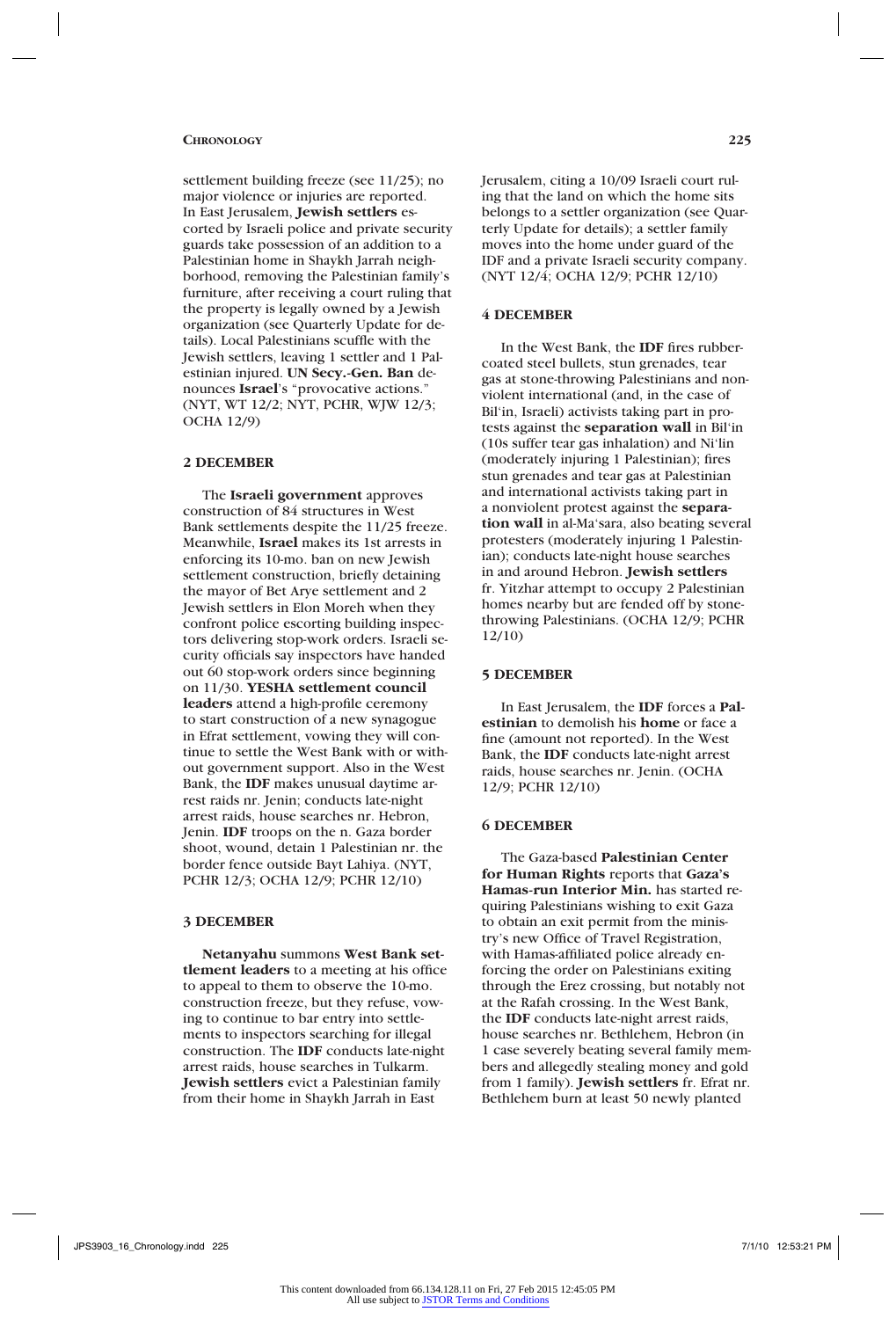settlement building freeze (see 11/25); no major violence or injuries are reported. In East Jerusalem, **Jewish settlers** escorted by Israeli police and private security guards take possession of an addition to a Palestinian home in Shaykh Jarrah neighborhood, removing the Palestinian family's furniture, after receiving a court ruling that the property is legally owned by a Jewish organization (see Quarterly Update for details). Local Palestinians scuffle with the Jewish settlers, leaving 1 settler and 1 Palestinian injured. **UN Secy.-Gen. Ban** denounces **Israel**'s "provocative actions." (NYT, WT 12/2; NYT, PCHR, WJW 12/3; OCHA 12/9)

### 2 DECEMBER

The **Israeli government** approves construction of 84 structures in West Bank settlements despite the 11/25 freeze. Meanwhile, **Israel** makes its 1st arrests in enforcing its 10-mo. ban on new Jewish settlement construction, briefly detaining the mayor of Bet Arye settlement and 2 Jewish settlers in Elon Moreh when they confront police escorting building inspectors delivering stop-work orders. Israeli security officials say inspectors have handed out 60 stop-work orders since beginning on 11/30. **YESHA settlement council leaders** attend a high-profile ceremony to start construction of a new synagogue in Efrat settlement, vowing they will continue to settle the West Bank with or without government support. Also in the West Bank, the **IDF** makes unusual daytime arrest raids nr. Jenin; conducts late-night arrest raids, house searches nr. Hebron, Jenin. **IDF** troops on the n. Gaza border shoot, wound, detain 1 Palestinian nr. the border fence outside Bayt Lahiya. (NYT, PCHR 12/3; OCHA 12/9; PCHR 12/10)

### 3 DECEMBER

**Netanyahu** summons **West Bank settlement leaders** to a meeting at his office to appeal to them to observe the 10-mo. construction freeze, but they refuse, vowing to continue to bar entry into settlements to inspectors searching for illegal construction. The **IDF** conducts late-night arrest raids, house searches in Tulkarm. **Jewish settlers** evict a Palestinian family from their home in Shaykh Jarrah in East Jerusalem, citing a 10/09 Israeli court ruling that the land on which the home sits belongs to a settler organization (see Quarterly Update for details); a settler family moves into the home under guard of the IDF and a private Israeli security company. (NYT 12/4; OCHA 12/9; PCHR 12/10)

### 4 DECEMBER

In the West Bank, the **IDF** fires rubber-coated steel bullets, stun grenades, tear gas at stone-throwing Palestinians and nonviolent international (and, in the case of Bil'in, Israeli) activists taking part in protests against the **separation wall** in Bil'in (10s suffer tear gas inhalation) and Ni'lin (moderately injuring 1 Palestinian); fires stun grenades and tear gas at Palestinian and international activists taking part in a nonviolent protest against the **separation wall** in al-Ma'sara, also beating several protesters (moderately injuring 1 Palestinian); conducts late-night house searches in and around Hebron. **Jewish settlers** fr. Yitzhar attempt to occupy 2 Palestinian homes nearby but are fended off by stone-throwing Palestinians. (OCHA 12/9; PCHR 12/10)

### 5 DECEMBER

In East Jerusalem, the **IDF** forces a **Palestinian** to demolish his **home** or face a fine (amount not reported). In the West Bank, the **IDF** conducts late-night arrest raids, house searches nr. Jenin. (OCHA 12/9; PCHR 12/10)

### 6 DECEMBER

The Gaza-based **Palestinian Center for Human Rights** reports that **Gaza's Hamas-run Interior Min.** has started requiring Palestinians wishing to exit Gaza to obtain an exit permit from the ministry's new Office of Travel Registration, with Hamas-affiliated police already enforcing the order on Palestinians exiting through the Erez crossing, but notably not at the Rafah crossing. In the West Bank, the **IDF** conducts late-night arrest raids, house searches nr. Bethlehem, Hebron (in 1 case severely beating several family members and allegedly stealing money and gold from 1 family). **Jewish settlers** fr. Efrat nr. Bethlehem burn at least 50 newly planted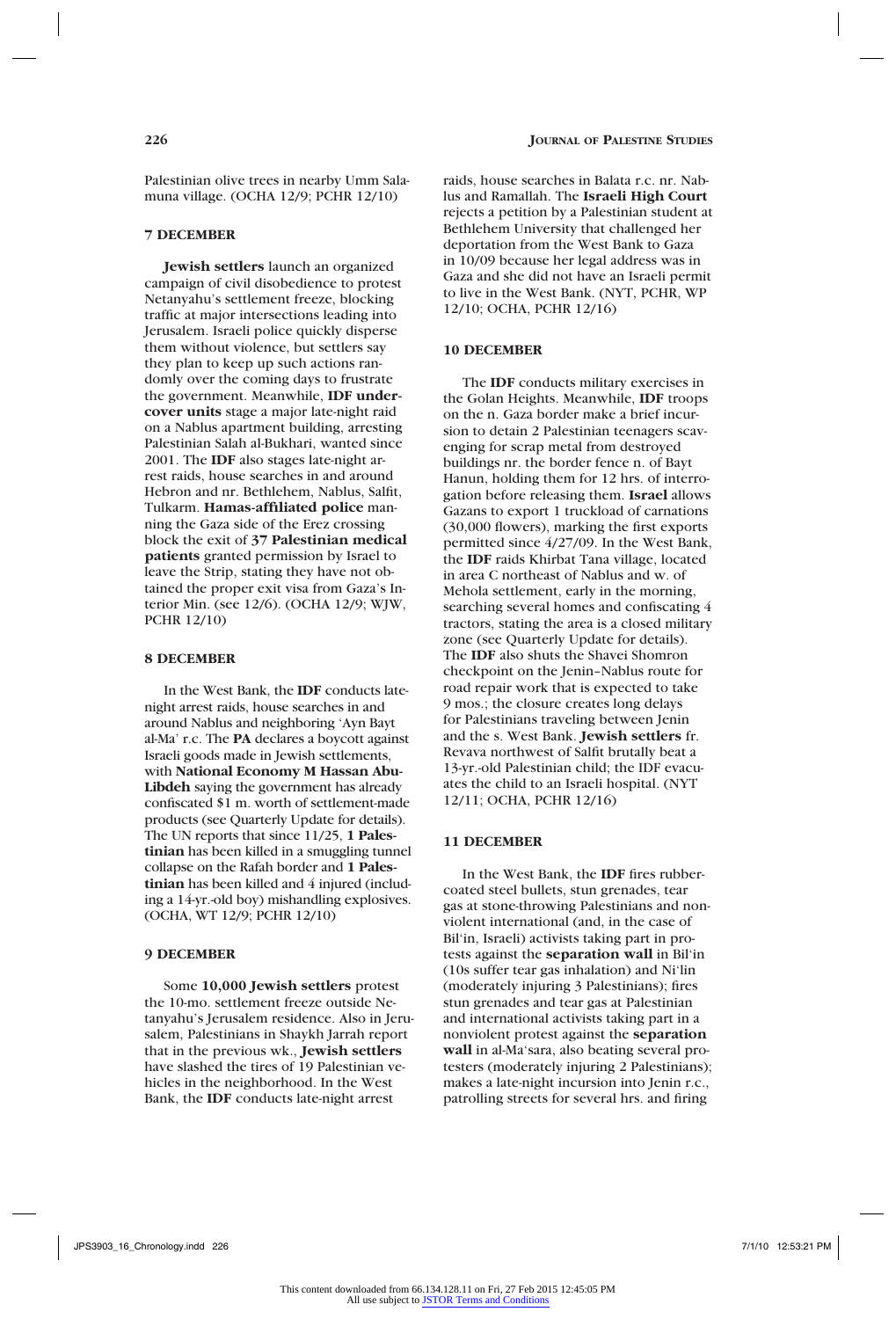Palestinian olive trees in nearby Umm Salamuna village. (OCHA 12/9; PCHR 12/10)

### 7 DECEMBER

**Jewish settlers** launch an organized campaign of civil disobedience to protest Netanyahu's settlement freeze, blocking traffic at major intersections leading into Jerusalem. Israeli police quickly disperse them without violence, but settlers say they plan to keep up such actions randomly over the coming days to frustrate the government. Meanwhile, **IDF undercover units** stage a major late-night raid on a Nablus apartment building, arresting Palestinian Salah al-Bukhari, wanted since 2001. The **IDF** also stages late-night arrest raids, house searches in and around Hebron and nr. Bethlehem, Nablus, Salfit, Tulkarm. **Hamas-affiliated police** manning the Gaza side of the Erez crossing block the exit of **37 Palestinian medical patients** granted permission by Israel to leave the Strip, stating they have not obtained the proper exit visa from Gaza's Interior Min. (see 12/6). (OCHA 12/9; WJW, PCHR 12/10)

### 8 DECEMBER

In the West Bank, the **IDF** conducts late-night arrest raids, house searches in and around Nablus and neighboring 'Ayn Bayt al-Ma' r.c. The **PA** declares a boycott against Israeli goods made in Jewish settlements, with **National Economy M Hassan Abu-Libdeh** saying the government has already confiscated $1 m. worth of settlement-made products (see Quarterly Update for details). The UN reports that since 11/25, **1 Palestinian** has been killed in a smuggling tunnel collapse on the Rafah border and **1 Palestinian** has been killed and 4 injured (including a 14-yr.-old boy) mishandling explosives. (OCHA, WT 12/9; PCHR 12/10)

### 9 DECEMBER

Some **10,000 Jewish settlers** protest the 10-mo. settlement freeze outside Netanyahu's Jerusalem residence. Also in Jerusalem, Palestinians in Shaykh Jarrah report that in the previous wk., **Jewish settlers** have slashed the tires of 19 Palestinian vehicles in the neighborhood. In the West Bank, the **IDF** conducts late-night arrest raids, house searches in Balata r.c. nr. Nablus and Ramallah. The **Israeli High Court** rejects a petition by a Palestinian student at Bethlehem University that challenged her deportation from the West Bank to Gaza in 10/09 because her legal address was in Gaza and she did not have an Israeli permit to live in the West Bank. (NYT, PCHR, WP 12/10; OCHA, PCHR 12/16)

### 10 DECEMBER

The **IDF** conducts military exercises in the Golan Heights. Meanwhile, **IDF** troops on the n. Gaza border make a brief incursion to detain 2 Palestinian teenagers scavenging for scrap metal from destroyed buildings nr. the border fence n. of Bayt Hanun, holding them for 12 hrs. of interrogation before releasing them. **Israel** allows Gazans to export 1 truckload of carnations (30,000 flowers), marking the first exports permitted since 4/27/09. In the West Bank, the **IDF** raids Khirbat Tana village, located in area C northeast of Nablus and w. of Mehola settlement, early in the morning, searching several homes and confiscating 4 tractors, stating the area is a closed military zone (see Quarterly Update for details). The **IDF** also shuts the Shavei Shomron checkpoint on the Jenin–Nablus route for road repair work that is expected to take 9 mos.; the closure creates long delays for Palestinians traveling between Jenin and the s. West Bank. **Jewish settlers** fr. Revava northwest of Salfit brutally beat a 13-yr.-old Palestinian child; the IDF evacuates the child to an Israeli hospital. (NYT 12/11; OCHA, PCHR 12/16)

### 11 DECEMBER

In the West Bank, the **IDF** fires rubber-coated steel bullets, stun grenades, tear gas at stone-throwing Palestinians and nonviolent international (and, in the case of Bil'in, Israeli) activists taking part in protests against the **separation wall** in Bil'in (10s suffer tear gas inhalation) and Ni'lin (moderately injuring 3 Palestinians); fires stun grenades and tear gas at Palestinian and international activists taking part in a nonviolent protest against the **separation wall** in al-Ma'sara, also beating several protesters (moderately injuring 2 Palestinians); makes a late-night incursion into Jenin r.c., patrolling streets for several hrs. and firing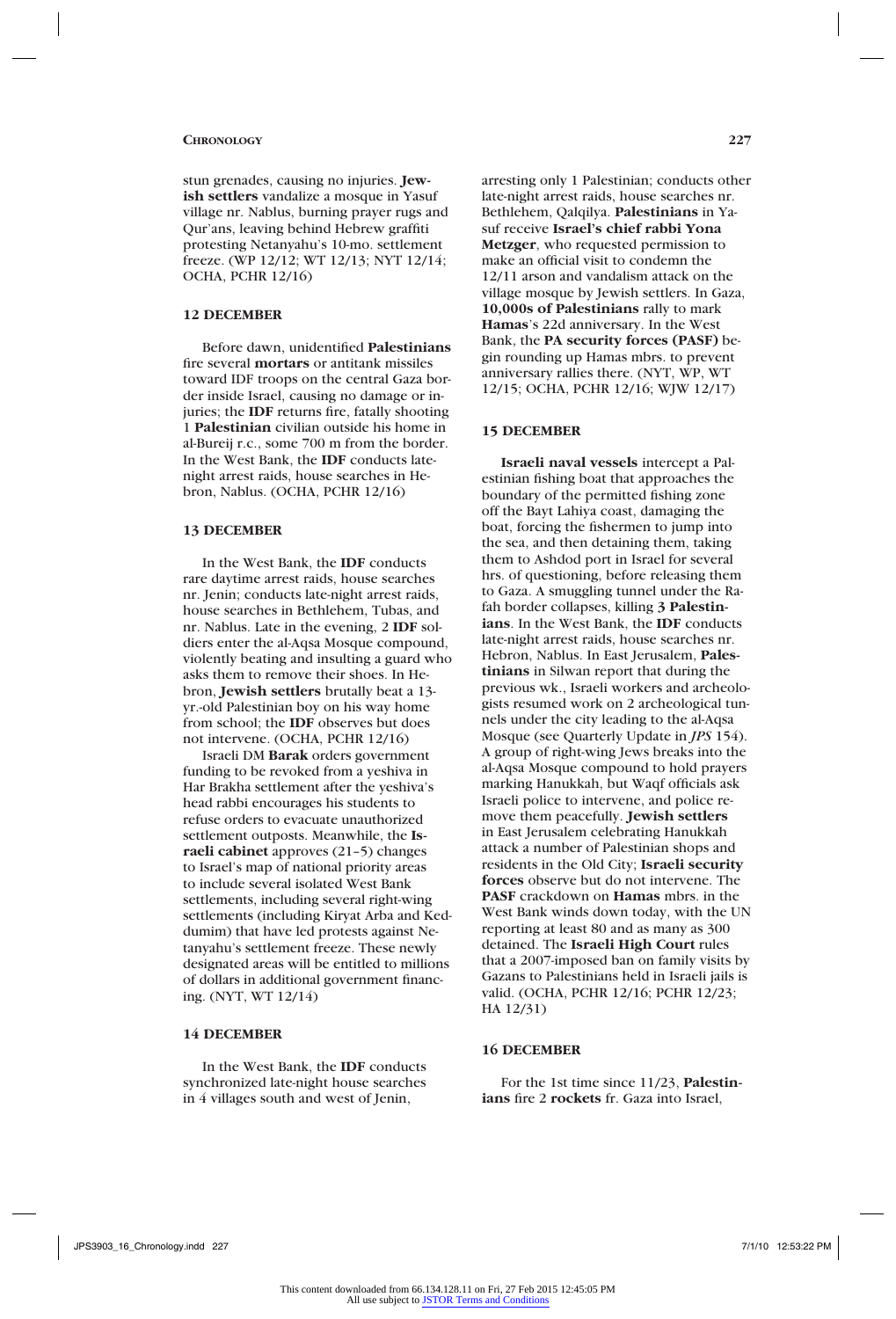stun grenades, causing no injuries. **Jewish settlers** vandalize a mosque in Yasuf village nr. Nablus, burning prayer rugs and Qur'ans, leaving behind Hebrew graffiti protesting Netanyahu's 10-mo. settlement freeze. (WP 12/12; WT 12/13; NYT 12/14; OCHA, PCHR 12/16)

### 12 DECEMBER

Before dawn, unidentified **Palestinians** fire several **mortars** or antitank missiles toward IDF troops on the central Gaza border inside Israel, causing no damage or injuries; the **IDF** returns fire, fatally shooting 1 **Palestinian** civilian outside his home in al-Bureij r.c., some 700 m from the border. In the West Bank, the **IDF** conducts late-night arrest raids, house searches in Hebron, Nablus. (OCHA, PCHR 12/16)

### 13 DECEMBER

In the West Bank, the **IDF** conducts rare daytime arrest raids, house searches nr. Jenin; conducts late-night arrest raids, house searches in Bethlehem, Tubas, and nr. Nablus. Late in the evening, 2 **IDF** soldiers enter the al-Aqsa Mosque compound, violently beating and insulting a guard who asks them to remove their shoes. In Hebron, **Jewish settlers** brutally beat a 13-yr.-old Palestinian boy on his way home from school; the **IDF** observes but does not intervene. (OCHA, PCHR 12/16)

Israeli DM **Barak** orders government funding to be revoked from a yeshiva in Har Brakha settlement after the yeshiva's head rabbi encourages his students to refuse orders to evacuate unauthorized settlement outposts. Meanwhile, the **Israeli cabinet** approves (21–5) changes to Israel's map of national priority areas to include several isolated West Bank settlements, including several right-wing settlements (including Kiryat Arba and Keddumim) that have led protests against Netanyahu's settlement freeze. These newly designated areas will be entitled to millions of dollars in additional government financing. (NYT, WT 12/14)

### 14 DECEMBER

In the West Bank, the **IDF** conducts synchronized late-night house searches in 4 villages south and west of Jenin, arresting only 1 Palestinian; conducts other late-night arrest raids, house searches nr. Bethlehem, Qalqilya. **Palestinians** in Yasuf receive **Israel's chief rabbi Yona Metzger**, who requested permission to make an official visit to condemn the 12/11 arson and vandalism attack on the village mosque by Jewish settlers. In Gaza, **10,000s of Palestinians** rally to mark **Hamas**'s 22d anniversary. In the West Bank, the **PA security forces (PASF)** begin rounding up Hamas mbrs. to prevent anniversary rallies there. (NYT, WP, WT 12/15; OCHA, PCHR 12/16; WJW 12/17)

### 15 DECEMBER

**Israeli naval vessels** intercept a Palestinian fishing boat that approaches the boundary of the permitted fishing zone off the Bayt Lahiya coast, damaging the boat, forcing the fishermen to jump into the sea, and then detaining them, taking them to Ashdod port in Israel for several hrs. of questioning, before releasing them to Gaza. A smuggling tunnel under the Rafah border collapses, killing **3 Palestinians**. In the West Bank, the **IDF** conducts late-night arrest raids, house searches nr. Hebron, Nablus. In East Jerusalem, **Palestinians** in Silwan report that during the previous wk., Israeli workers and archeologists resumed work on 2 archeological tunnels under the city leading to the al-Aqsa Mosque (see Quarterly Update in *JPS* 154). A group of right-wing Jews breaks into the al-Aqsa Mosque compound to hold prayers marking Hanukkah, but Waqf officials ask Israeli police to intervene, and police remove them peacefully. **Jewish settlers** in East Jerusalem celebrating Hanukkah attack a number of Palestinian shops and residents in the Old City; **Israeli security forces** observe but do not intervene. The **PASF** crackdown on **Hamas** mbrs. in the West Bank winds down today, with the UN reporting at least 80 and as many as 300 detained. The **Israeli High Court** rules that a 2007-imposed ban on family visits by Gazans to Palestinians held in Israeli jails is valid. (OCHA, PCHR 12/16; PCHR 12/23; HA 12/31)

### 16 DECEMBER

For the 1st time since 11/23, **Palestinians** fire 2 **rockets** fr. Gaza into Israel,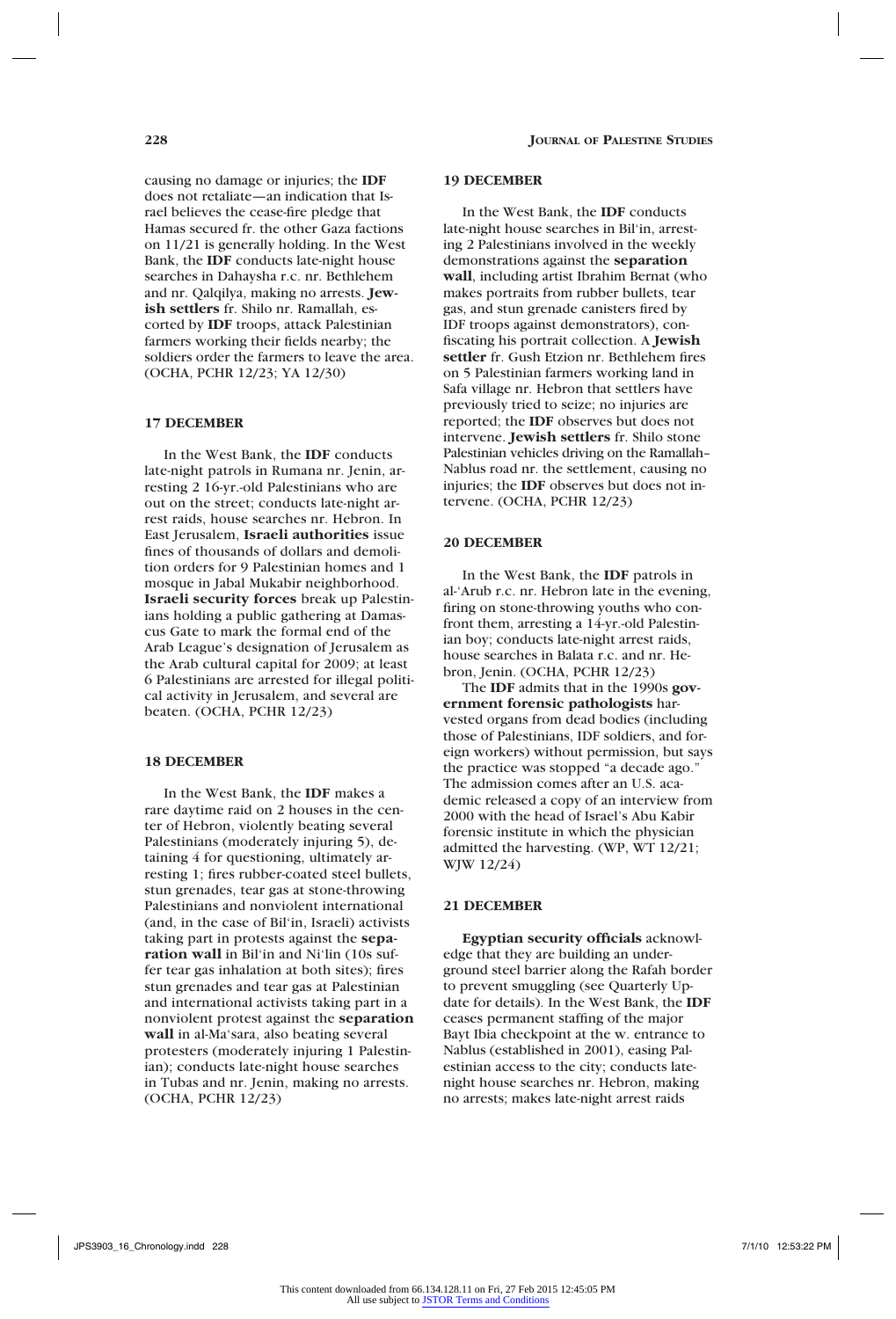causing no damage or injuries; the **IDF** does not retaliate—an indication that Israel believes the cease-fire pledge that Hamas secured fr. the other Gaza factions on 11/21 is generally holding. In the West Bank, the **IDF** conducts late-night house searches in Dahaysha r.c. nr. Bethlehem and nr. Qalqilya, making no arrests. **Jewish settlers** fr. Shilo nr. Ramallah, escorted by **IDF** troops, attack Palestinian farmers working their fields nearby; the soldiers order the farmers to leave the area. (OCHA, PCHR 12/23; YA 12/30)

### 17 DECEMBER

In the West Bank, the **IDF** conducts late-night patrols in Rumana nr. Jenin, arresting 2 16-yr.-old Palestinians who are out on the street; conducts late-night arrest raids, house searches nr. Hebron. In East Jerusalem, **Israeli authorities** issue fines of thousands of dollars and demolition orders for 9 Palestinian homes and 1 mosque in Jabal Mukabir neighborhood. **Israeli security forces** break up Palestinians holding a public gathering at Damascus Gate to mark the formal end of the Arab League's designation of Jerusalem as the Arab cultural capital for 2009; at least 6 Palestinians are arrested for illegal political activity in Jerusalem, and several are beaten. (OCHA, PCHR 12/23)

### 18 DECEMBER

In the West Bank, the **IDF** makes a rare daytime raid on 2 houses in the center of Hebron, violently beating several Palestinians (moderately injuring 5), detaining 4 for questioning, ultimately arresting 1; fires rubber-coated steel bullets, stun grenades, tear gas at stone-throwing Palestinians and nonviolent international (and, in the case of Bil'in, Israeli) activists taking part in protests against the **separation wall** in Bil'in and Ni'lin (10s suffer tear gas inhalation at both sites); fires stun grenades and tear gas at Palestinian and international activists taking part in a nonviolent protest against the **separation wall** in al-Ma'sara, also beating several protesters (moderately injuring 1 Palestinian); conducts late-night house searches in Tubas and nr. Jenin, making no arrests. (OCHA, PCHR 12/23)

### 19 DECEMBER

In the West Bank, the **IDF** conducts late-night house searches in Bil'in, arresting 2 Palestinians involved in the weekly demonstrations against the **separation wall**, including artist Ibrahim Bernat (who makes portraits from rubber bullets, tear gas, and stun grenade canisters fired by IDF troops against demonstrators), confiscating his portrait collection. A **Jewish settler** fr. Gush Etzion nr. Bethlehem fires on 5 Palestinian farmers working land in Safa village nr. Hebron that settlers have previously tried to seize; no injuries are reported; the **IDF** observes but does not intervene. **Jewish settlers** fr. Shilo stone Palestinian vehicles driving on the Ramallah–Nablus road nr. the settlement, causing no injuries; the **IDF** observes but does not intervene. (OCHA, PCHR 12/23)

### 20 DECEMBER

In the West Bank, the **IDF** patrols in al-'Arub r.c. nr. Hebron late in the evening, firing on stone-throwing youths who confront them, arresting a 14-yr.-old Palestinian boy; conducts late-night arrest raids, house searches in Balata r.c. and nr. Hebron, Jenin. (OCHA, PCHR 12/23)

The **IDF** admits that in the 1990s **government forensic pathologists** harvested organs from dead bodies (including those of Palestinians, IDF soldiers, and foreign workers) without permission, but says the practice was stopped "a decade ago." The admission comes after an U.S. academic released a copy of an interview from 2000 with the head of Israel's Abu Kabir forensic institute in which the physician admitted the harvesting. (WP, WT 12/21; WJW 12/24)

### 21 DECEMBER

**Egyptian security officials** acknowledge that they are building an underground steel barrier along the Rafah border to prevent smuggling (see Quarterly Update for details). In the West Bank, the **IDF** ceases permanent staffing of the major Bayt Ibia checkpoint at the w. entrance to Nablus (established in 2001), easing Palestinian access to the city; conducts late-night house searches nr. Hebron, making no arrests; makes late-night arrest raids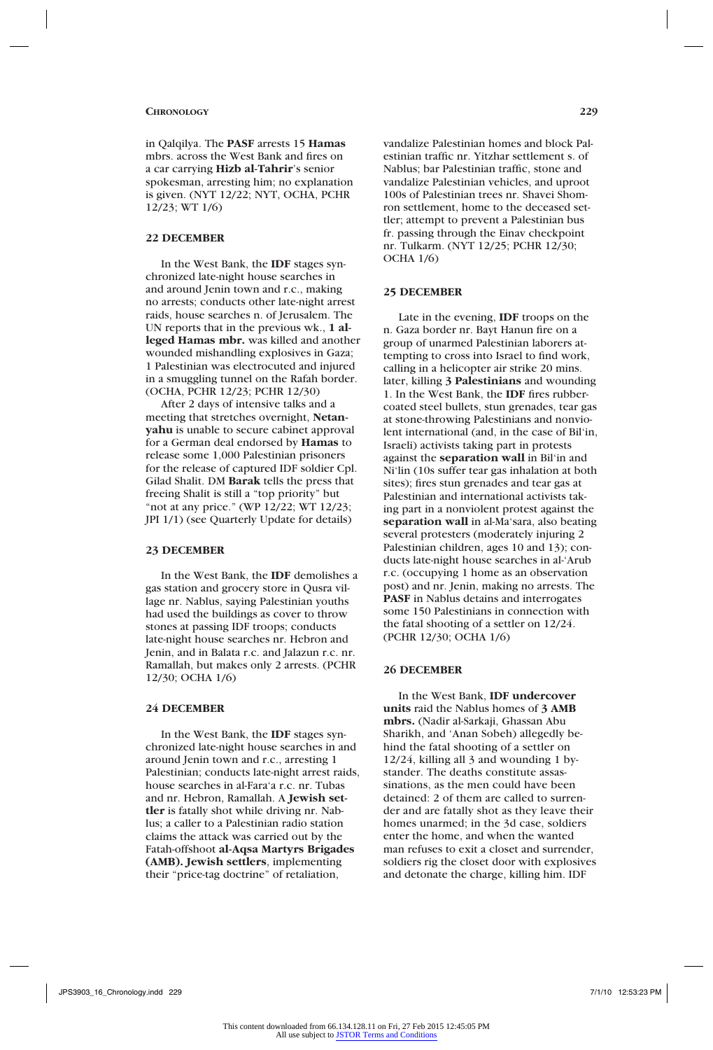in Qalqilya. The **PASF** arrests 15 **Hamas** mbrs. across the West Bank and fires on a car carrying **Hizb al-Tahrir**'s senior spokesman, arresting him; no explanation is given. (NYT 12/22; NYT, OCHA, PCHR 12/23; WT 1/6)

## 22 DECEMBER

In the West Bank, the **IDF** stages synchronized late-night house searches in and around Jenin town and r.c., making no arrests; conducts other late-night arrest raids, house searches n. of Jerusalem. The UN reports that in the previous wk., **1 alleged Hamas mbr.** was killed and another wounded mishandling explosives in Gaza; 1 Palestinian was electrocuted and injured in a smuggling tunnel on the Rafah border. (OCHA, PCHR 12/23; PCHR 12/30)

After 2 days of intensive talks and a meeting that stretches overnight, **Netanyahu** is unable to secure cabinet approval for a German deal endorsed by **Hamas** to release some 1,000 Palestinian prisoners for the release of captured IDF soldier Cpl. Gilad Shalit. DM **Barak** tells the press that freeing Shalit is still a "top priority" but "not at any price." (WP 12/22; WT 12/23; JPI 1/1) (see Quarterly Update for details)

## 23 DECEMBER

In the West Bank, the **IDF** demolishes a gas station and grocery store in Qusra village nr. Nablus, saying Palestinian youths had used the buildings as cover to throw stones at passing IDF troops; conducts late-night house searches nr. Hebron and Jenin, and in Balata r.c. and Jalazun r.c. nr. Ramallah, but makes only 2 arrests. (PCHR 12/30; OCHA 1/6)

## 24 DECEMBER

In the West Bank, the **IDF** stages synchronized late-night house searches in and around Jenin town and r.c., arresting 1 Palestinian; conducts late-night arrest raids, house searches in al-Fara'a r.c. nr. Tubas and nr. Hebron, Ramallah. A **Jewish settler** is fatally shot while driving nr. Nablus; a caller to a Palestinian radio station claims the attack was carried out by the Fatah-offshoot **al-Aqsa Martyrs Brigades (AMB). Jewish settlers**, implementing their "price-tag doctrine" of retaliation, vandalize Palestinian homes and block Palestinian traffic nr. Yitzhar settlement s. of Nablus; bar Palestinian traffic, stone and vandalize Palestinian vehicles, and uproot 100s of Palestinian trees nr. Shavei Shomron settlement, home to the deceased settler; attempt to prevent a Palestinian bus fr. passing through the Einav checkpoint nr. Tulkarm. (NYT 12/25; PCHR 12/30; OCHA 1/6)

## 25 DECEMBER

Late in the evening, **IDF** troops on the n. Gaza border nr. Bayt Hanun fire on a group of unarmed Palestinian laborers attempting to cross into Israel to find work, calling in a helicopter air strike 20 mins. later, killing **3 Palestinians** and wounding 1. In the West Bank, the **IDF** fires rubber-coated steel bullets, stun grenades, tear gas at stone-throwing Palestinians and nonviolent international (and, in the case of Bil'in, Israeli) activists taking part in protests against the **separation wall** in Bil'in and Ni'lin (10s suffer tear gas inhalation at both sites); fires stun grenades and tear gas at Palestinian and international activists taking part in a nonviolent protest against the **separation wall** in al-Ma'sara, also beating several protesters (moderately injuring 2 Palestinian children, ages 10 and 13); conducts late-night house searches in al-'Arub r.c. (occupying 1 home as an observation post) and nr. Jenin, making no arrests. The **PASF** in Nablus detains and interrogates some 150 Palestinians in connection with the fatal shooting of a settler on 12/24. (PCHR 12/30; OCHA 1/6)

## 26 DECEMBER

In the West Bank, **IDF undercover units** raid the Nablus homes of **3 AMB mbrs.** (Nadir al-Sarkaji, Ghassan Abu Sharikh, and 'Anan Sobeh) allegedly behind the fatal shooting of a settler on 12/24, killing all 3 and wounding 1 bystander. The deaths constitute assassinations, as the men could have been detained: 2 of them are called to surrender and are fatally shot as they leave their homes unarmed; in the 3d case, soldiers enter the home, and when the wanted man refuses to exit a closet and surrender, soldiers rig the closet door with explosives and detonate the charge, killing him. IDF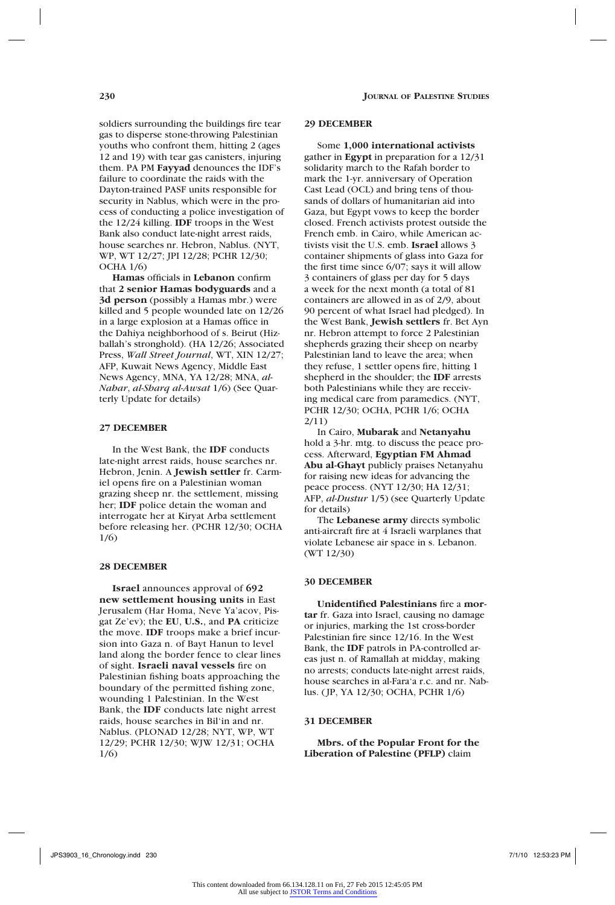soldiers surrounding the buildings fire tear gas to disperse stone-throwing Palestinian youths who confront them, hitting 2 (ages 12 and 19) with tear gas canisters, injuring them. PA PM **Fayyad** denounces the IDF's failure to coordinate the raids with the Dayton-trained PASF units responsible for security in Nablus, which were in the process of conducting a police investigation of the 12/24 killing. **IDF** troops in the West Bank also conduct late-night arrest raids, house searches nr. Hebron, Nablus. (NYT, WP, WT 12/27; JPI 12/28; PCHR 12/30; OCHA 1/6)

**Hamas** officials in **Lebanon** confirm that **2 senior Hamas bodyguards** and a **3d person** (possibly a Hamas mbr.) were killed and 5 people wounded late on 12/26 in a large explosion at a Hamas office in the Dahiya neighborhood of s. Beirut (Hizballah's stronghold). (HA 12/26; Associated Press, *Wall Street Journal*, WT, XIN 12/27; AFP, Kuwait News Agency, Middle East News Agency, MNA, YA 12/28; MNA, *al-Nahar*, *al-Sharq al-Awsat* 1/6) (See Quarterly Update for details)

## 27 DECEMBER

In the West Bank, the **IDF** conducts late-night arrest raids, house searches nr. Hebron, Jenin. A **Jewish settler** fr. Carmiel opens fire on a Palestinian woman grazing sheep nr. the settlement, missing her; **IDF** police detain the woman and interrogate her at Kiryat Arba settlement before releasing her. (PCHR 12/30; OCHA 1/6)

## 28 DECEMBER

**Israel** announces approval of **692 new settlement housing units** in East Jerusalem (Har Homa, Neve Ya'acov, Pisgat Ze'ev); the **EU**, **U.S.**, and **PA** criticize the move. **IDF** troops make a brief incursion into Gaza n. of Bayt Hanun to level land along the border fence to clear lines of sight. **Israeli naval vessels** fire on Palestinian fishing boats approaching the boundary of the permitted fishing zone, wounding 1 Palestinian. In the West Bank, the **IDF** conducts late night arrest raids, house searches in Bil'in and nr. Nablus. (PLONAD 12/28; NYT, WP, WT 12/29; PCHR 12/30; WJW 12/31; OCHA 1/6)

## 29 DECEMBER

Some **1,000 international activists** gather in **Egypt** in preparation for a 12/31 solidarity march to the Rafah border to mark the 1-yr. anniversary of Operation Cast Lead (OCL) and bring tens of thousands of dollars of humanitarian aid into Gaza, but Egypt vows to keep the border closed. French activists protest outside the French emb. in Cairo, while American activists visit the U.S. emb. **Israel** allows 3 container shipments of glass into Gaza for the first time since 6/07; says it will allow 3 containers of glass per day for 5 days a week for the next month (a total of 81 containers are allowed in as of 2/9, about 90 percent of what Israel had pledged). In the West Bank, **Jewish settlers** fr. Bet Ayn nr. Hebron attempt to force 2 Palestinian shepherds grazing their sheep on nearby Palestinian land to leave the area; when they refuse, 1 settler opens fire, hitting 1 shepherd in the shoulder; the **IDF** arrests both Palestinians while they are receiving medical care from paramedics. (NYT, PCHR 12/30; OCHA, PCHR 1/6; OCHA 2/11)

In Cairo, **Mubarak** and **Netanyahu** hold a 3-hr. mtg. to discuss the peace process. Afterward, **Egyptian FM Ahmad Abu al-Ghayt** publicly praises Netanyahu for raising new ideas for advancing the peace process. (NYT 12/30; HA 12/31; AFP, *al-Dustur* 1/5) (see Quarterly Update for details)

The **Lebanese army** directs symbolic anti-aircraft fire at 4 Israeli warplanes that violate Lebanese air space in s. Lebanon. (WT 12/30)

## 30 DECEMBER

**Unidentified Palestinians** fire a **mortar** fr. Gaza into Israel, causing no damage or injuries, marking the 1st cross-border Palestinian fire since 12/16. In the West Bank, the **IDF** patrols in PA-controlled areas just n. of Ramallah at midday, making no arrests; conducts late-night arrest raids, house searches in al-Fara'a r.c. and nr. Nablus. (JP, YA 12/30; OCHA, PCHR 1/6)

## 31 DECEMBER

**Mbrs. of the Popular Front for the Liberation of Palestine (PFLP)** claim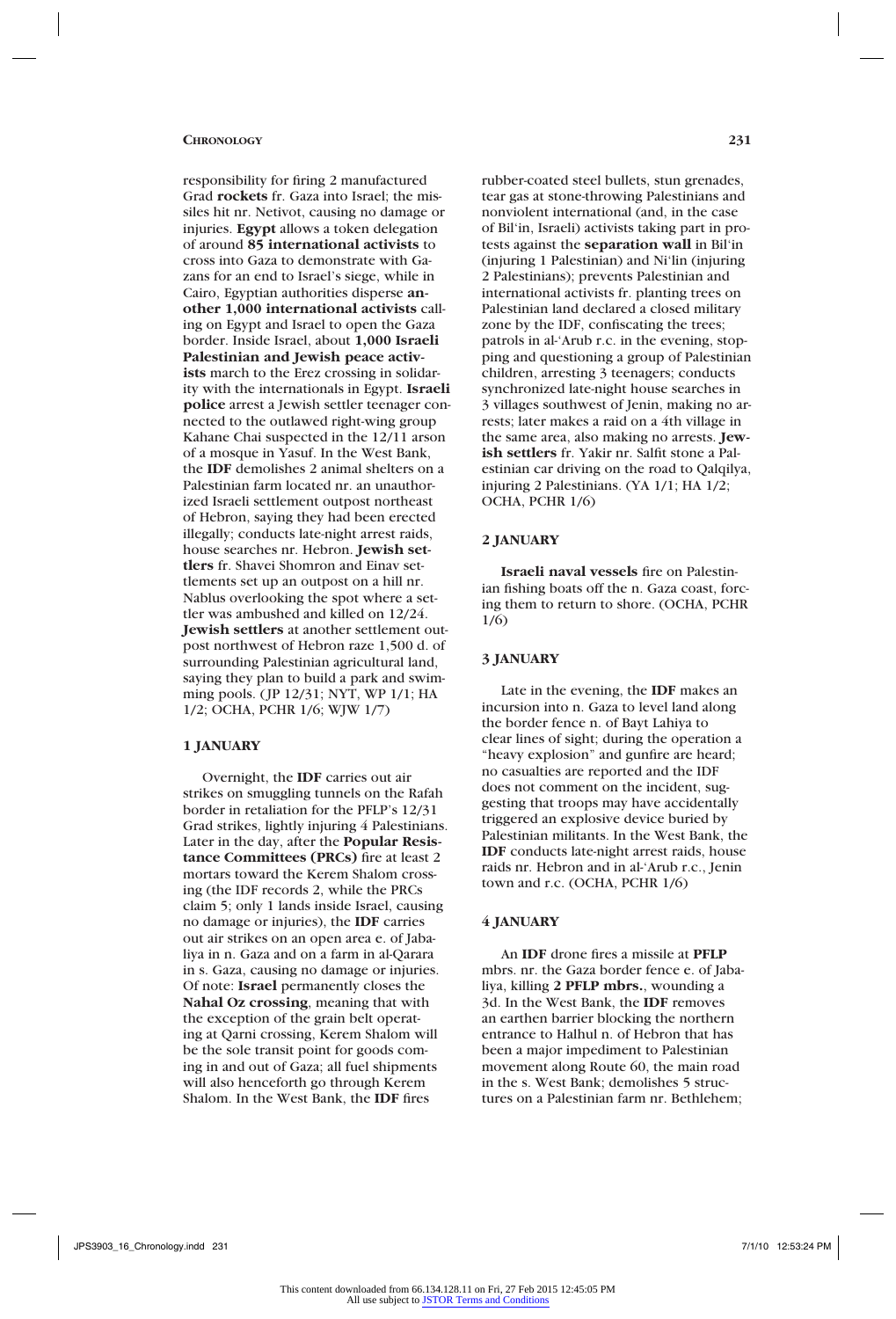responsibility for firing 2 manufactured Grad **rockets** fr. Gaza into Israel; the missiles hit nr. Netivot, causing no damage or injuries. **Egypt** allows a token delegation of around **85 international activists** to cross into Gaza to demonstrate with Gazans for an end to Israel's siege, while in Cairo, Egyptian authorities disperse **another 1,000 international activists** calling on Egypt and Israel to open the Gaza border. Inside Israel, about **1,000 Israeli Palestinian and Jewish peace activists** march to the Erez crossing in solidarity with the internationals in Egypt. **Israeli police** arrest a Jewish settler teenager connected to the outlawed right-wing group Kahane Chai suspected in the 12/11 arson of a mosque in Yasuf. In the West Bank, the **IDF** demolishes 2 animal shelters on a Palestinian farm located nr. an unauthorized Israeli settlement outpost northeast of Hebron, saying they had been erected illegally; conducts late-night arrest raids, house searches nr. Hebron. **Jewish settlers** fr. Shavei Shomron and Einav settlements set up an outpost on a hill nr. Nablus overlooking the spot where a settler was ambushed and killed on 12/24. **Jewish settlers** at another settlement outpost northwest of Hebron raze 1,500 d. of surrounding Palestinian agricultural land, saying they plan to build a park and swimming pools. (JP 12/31; NYT, WP 1/1; HA 1/2; OCHA, PCHR 1/6; WJW 1/7)

## 1 JANUARY

Overnight, the **IDF** carries out air strikes on smuggling tunnels on the Rafah border in retaliation for the PFLP's 12/31 Grad strikes, lightly injuring 4 Palestinians. Later in the day, after the **Popular Resistance Committees (PRCs)** fire at least 2 mortars toward the Kerem Shalom crossing (the IDF records 2, while the PRCs claim 5; only 1 lands inside Israel, causing no damage or injuries), the **IDF** carries out air strikes on an open area e. of Jabaliya in n. Gaza and on a farm in al-Qarara in s. Gaza, causing no damage or injuries. Of note: **Israel** permanently closes the **Nahal Oz crossing**, meaning that with the exception of the grain belt operating at Qarni crossing, Kerem Shalom will be the sole transit point for goods coming in and out of Gaza; all fuel shipments will also henceforth go through Kerem Shalom. In the West Bank, the **IDF** fires rubber-coated steel bullets, stun grenades, tear gas at stone-throwing Palestinians and nonviolent international (and, in the case of Bil'in, Israeli) activists taking part in protests against the **separation wall** in Bil'in (injuring 1 Palestinian) and Ni'lin (injuring 2 Palestinians); prevents Palestinian and international activists fr. planting trees on Palestinian land declared a closed military zone by the IDF, confiscating the trees; patrols in al-'Arub r.c. in the evening, stopping and questioning a group of Palestinian children, arresting 3 teenagers; conducts synchronized late-night house searches in 3 villages southwest of Jenin, making no arrests; later makes a raid on a 4th village in the same area, also making no arrests. **Jewish settlers** fr. Yakir nr. Salfit stone a Palestinian car driving on the road to Qalqilya, injuring 2 Palestinians. (YA 1/1; HA 1/2; OCHA, PCHR 1/6)

## 2 JANUARY

**Israeli naval vessels** fire on Palestinian fishing boats off the n. Gaza coast, forcing them to return to shore. (OCHA, PCHR 1/6)

## 3 JANUARY

Late in the evening, the **IDF** makes an incursion into n. Gaza to level land along the border fence n. of Bayt Lahiya to clear lines of sight; during the operation a "heavy explosion" and gunfire are heard; no casualties are reported and the IDF does not comment on the incident, suggesting that troops may have accidentally triggered an explosive device buried by Palestinian militants. In the West Bank, the **IDF** conducts late-night arrest raids, house raids nr. Hebron and in al-'Arub r.c., Jenin town and r.c. (OCHA, PCHR 1/6)

## 4 JANUARY

An **IDF** drone fires a missile at **PFLP** mbrs. nr. the Gaza border fence e. of Jabaliya, killing **2 PFLP mbrs.**, wounding a 3d. In the West Bank, the **IDF** removes an earthen barrier blocking the northern entrance to Halhul n. of Hebron that has been a major impediment to Palestinian movement along Route 60, the main road in the s. West Bank; demolishes 5 structures on a Palestinian farm nr. Bethlehem;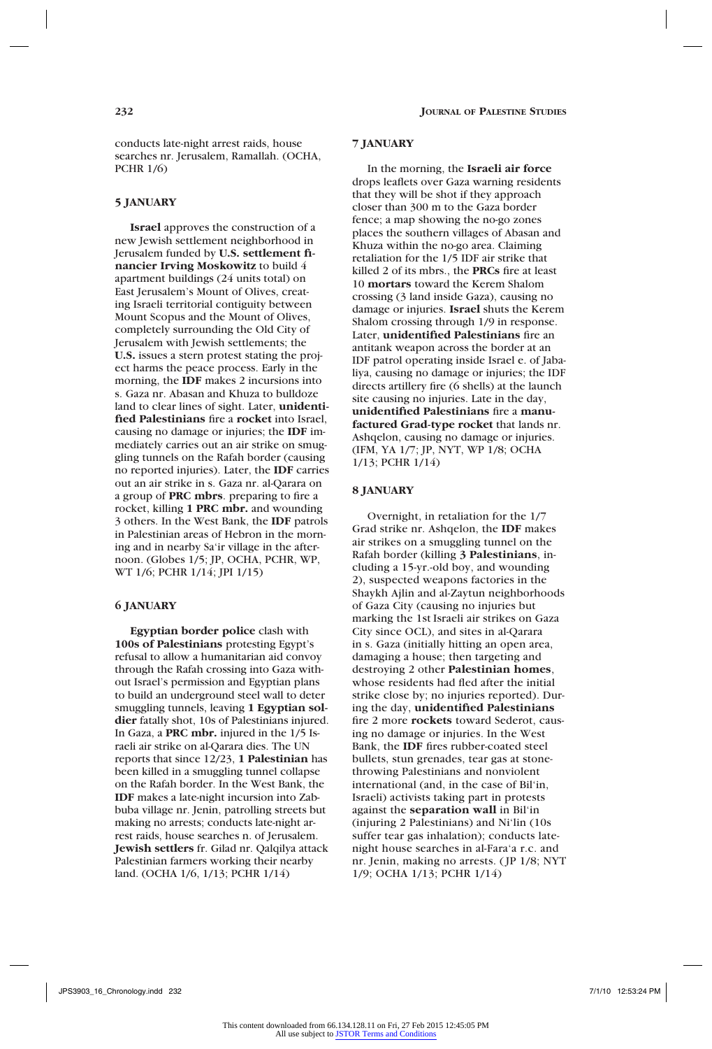conducts late-night arrest raids, house searches nr. Jerusalem, Ramallah. (OCHA, PCHR 1/6)

### 5 JANUARY

**Israel** approves the construction of a new Jewish settlement neighborhood in Jerusalem funded by **U.S. settlement financier Irving Moskowitz** to build 4 apartment buildings (24 units total) on East Jerusalem's Mount of Olives, creating Israeli territorial contiguity between Mount Scopus and the Mount of Olives, completely surrounding the Old City of Jerusalem with Jewish settlements; the **U.S.** issues a stern protest stating the project harms the peace process. Early in the morning, the **IDF** makes 2 incursions into s. Gaza nr. Abasan and Khuza to bulldoze land to clear lines of sight. Later, **unidentified Palestinians** fire a **rocket** into Israel, causing no damage or injuries; the **IDF** immediately carries out an air strike on smuggling tunnels on the Rafah border (causing no reported injuries). Later, the **IDF** carries out an air strike in s. Gaza nr. al-Qarara on a group of **PRC mbrs**. preparing to fire a rocket, killing **1 PRC mbr.** and wounding 3 others. In the West Bank, the **IDF** patrols in Palestinian areas of Hebron in the morning and in nearby Sa'ir village in the afternoon. (Globes 1/5; JP, OCHA, PCHR, WP, WT 1/6; PCHR 1/14; JPI 1/15)

### 6 JANUARY

**Egyptian border police** clash with **100s of Palestinians** protesting Egypt's refusal to allow a humanitarian aid convoy through the Rafah crossing into Gaza without Israel's permission and Egyptian plans to build an underground steel wall to deter smuggling tunnels, leaving **1 Egyptian soldier** fatally shot, 10s of Palestinians injured. In Gaza, a **PRC mbr.** injured in the 1/5 Israeli air strike on al-Qarara dies. The UN reports that since 12/23, **1 Palestinian** has been killed in a smuggling tunnel collapse on the Rafah border. In the West Bank, the **IDF** makes a late-night incursion into Zabbuba village nr. Jenin, patrolling streets but making no arrests; conducts late-night arrest raids, house searches n. of Jerusalem. **Jewish settlers** fr. Gilad nr. Qalqilya attack Palestinian farmers working their nearby land. (OCHA 1/6, 1/13; PCHR 1/14)

### 7 JANUARY

In the morning, the **Israeli air force** drops leaflets over Gaza warning residents that they will be shot if they approach closer than 300 m to the Gaza border fence; a map showing the no-go zones places the southern villages of Abasan and Khuza within the no-go area. Claiming retaliation for the 1/5 IDF air strike that killed 2 of its mbrs., the **PRCs** fire at least 10 **mortars** toward the Kerem Shalom crossing (3 land inside Gaza), causing no damage or injuries. **Israel** shuts the Kerem Shalom crossing through 1/9 in response. Later, **unidentified Palestinians** fire an antitank weapon across the border at an IDF patrol operating inside Israel e. of Jabaliya, causing no damage or injuries; the IDF directs artillery fire (6 shells) at the launch site causing no injuries. Late in the day, **unidentified Palestinians** fire a **manufactured Grad-type rocket** that lands nr. Ashqelon, causing no damage or injuries. (IFM, YA 1/7; JP, NYT, WP 1/8; OCHA 1/13; PCHR 1/14)

### 8 JANUARY

Overnight, in retaliation for the 1/7 Grad strike nr. Ashqelon, the **IDF** makes air strikes on a smuggling tunnel on the Rafah border (killing **3 Palestinians**, including a 15-yr.-old boy, and wounding 2), suspected weapons factories in the Shaykh Ajlin and al-Zaytun neighborhoods of Gaza City (causing no injuries but marking the 1st Israeli air strikes on Gaza City since OCL), and sites in al-Qarara in s. Gaza (initially hitting an open area, damaging a house; then targeting and destroying 2 other **Palestinian homes**, whose residents had fled after the initial strike close by; no injuries reported). During the day, **unidentified Palestinians** fire 2 more **rockets** toward Sederot, causing no damage or injuries. In the West Bank, the **IDF** fires rubber-coated steel bullets, stun grenades, tear gas at stone-throwing Palestinians and nonviolent international (and, in the case of Bil'in, Israeli) activists taking part in protests against the **separation wall** in Bil'in (injuring 2 Palestinians) and Ni'lin (10s suffer tear gas inhalation); conducts late-night house searches in al-Fara'a r.c. and nr. Jenin, making no arrests. (JP 1/8; NYT 1/9; OCHA 1/13; PCHR 1/14)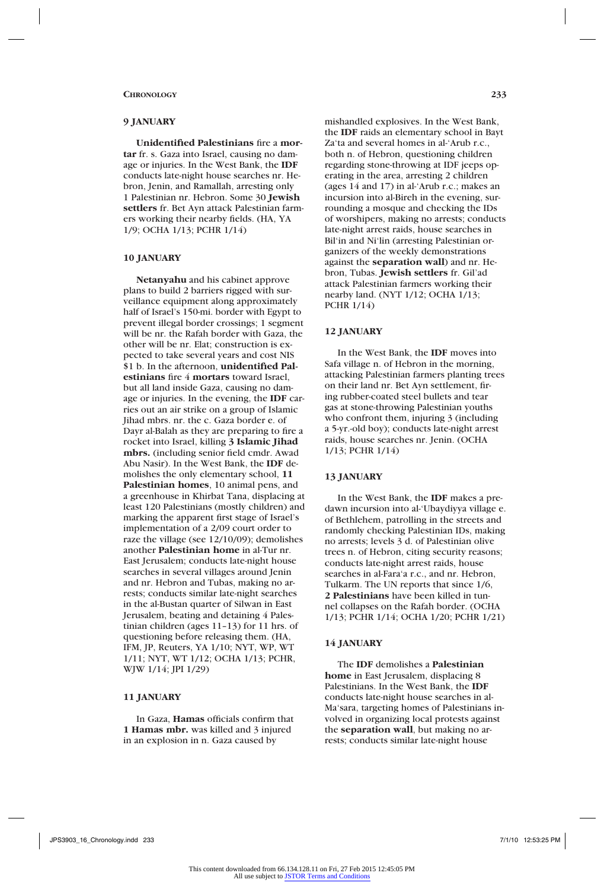### 9 JANUARY

**Unidentified Palestinians** fire a **mortar** fr. s. Gaza into Israel, causing no damage or injuries. In the West Bank, the **IDF** conducts late-night house searches nr. Hebron, Jenin, and Ramallah, arresting only 1 Palestinian nr. Hebron. Some 30 **Jewish settlers** fr. Bet Ayn attack Palestinian farmers working their nearby fields. (HA, YA 1/9; OCHA 1/13; PCHR 1/14)

### 10 JANUARY

**Netanyahu** and his cabinet approve plans to build 2 barriers rigged with surveillance equipment along approximately half of Israel's 150-mi. border with Egypt to prevent illegal border crossings; 1 segment will be nr. the Rafah border with Gaza, the other will be nr. Elat; construction is expected to take several years and cost NIS $1 b. In the afternoon, **unidentified Palestinians** fire 4 **mortars** toward Israel, but all land inside Gaza, causing no damage or injuries. In the evening, the **IDF** carries out an air strike on a group of Islamic Jihad mbrs. nr. the c. Gaza border e. of Dayr al-Balah as they are preparing to fire a rocket into Israel, killing **3 Islamic Jihad mbrs.** (including senior field cmdr. Awad Abu Nasir). In the West Bank, the **IDF** demolishes the only elementary school, **11 Palestinian homes**, 10 animal pens, and a greenhouse in Khirbat Tana, displacing at least 120 Palestinians (mostly children) and marking the apparent first stage of Israel's implementation of a 2/09 court order to raze the village (see 12/10/09); demolishes another **Palestinian home** in al-Tur nr. East Jerusalem; conducts late-night house searches in several villages around Jenin and nr. Hebron and Tubas, making no arrests; conducts similar late-night searches in the al-Bustan quarter of Silwan in East Jerusalem, beating and detaining 4 Palestinian children (ages 11–13) for 11 hrs. of questioning before releasing them. (HA, IFM, JP, Reuters, YA 1/10; NYT, WP, WT 1/11; NYT, WT 1/12; OCHA 1/13; PCHR, WJW 1/14; JPI 1/29)

### 11 JANUARY

In Gaza, **Hamas** officials confirm that **1 Hamas mbr.** was killed and 3 injured in an explosion in n. Gaza caused by mishandled explosives. In the West Bank, the **IDF** raids an elementary school in Bayt Za'ta and several homes in al-'Arub r.c., both n. of Hebron, questioning children regarding stone-throwing at IDF jeeps operating in the area, arresting 2 children (ages 14 and 17) in al-'Arub r.c.; makes an incursion into al-Bireh in the evening, surrounding a mosque and checking the IDs of worshipers, making no arrests; conducts late-night arrest raids, house searches in Bil'in and Ni'lin (arresting Palestinian organizers of the weekly demonstrations against the **separation wall**) and nr. Hebron, Tubas. **Jewish settlers** fr. Gil'ad attack Palestinian farmers working their nearby land. (NYT 1/12; OCHA 1/13; PCHR 1/14)

### 12 JANUARY

In the West Bank, the **IDF** moves into Safa village n. of Hebron in the morning, attacking Palestinian farmers planting trees on their land nr. Bet Ayn settlement, firing rubber-coated steel bullets and tear gas at stone-throwing Palestinian youths who confront them, injuring 3 (including a 5-yr.-old boy); conducts late-night arrest raids, house searches nr. Jenin. (OCHA 1/13; PCHR 1/14)

### 13 JANUARY

In the West Bank, the **IDF** makes a predawn incursion into al-'Ubaydiyya village e. of Bethlehem, patrolling in the streets and randomly checking Palestinian IDs, making no arrests; levels 3 d. of Palestinian olive trees n. of Hebron, citing security reasons; conducts late-night arrest raids, house searches in al-Fara'a r.c., and nr. Hebron, Tulkarm. The UN reports that since 1/6, **2 Palestinians** have been killed in tunnel collapses on the Rafah border. (OCHA 1/13; PCHR 1/14; OCHA 1/20; PCHR 1/21)

### 14 JANUARY

The **IDF** demolishes a **Palestinian home** in East Jerusalem, displacing 8 Palestinians. In the West Bank, the **IDF** conducts late-night house searches in al-Ma'sara, targeting homes of Palestinians involved in organizing local protests against the **separation wall**, but making no arrests; conducts similar late-night house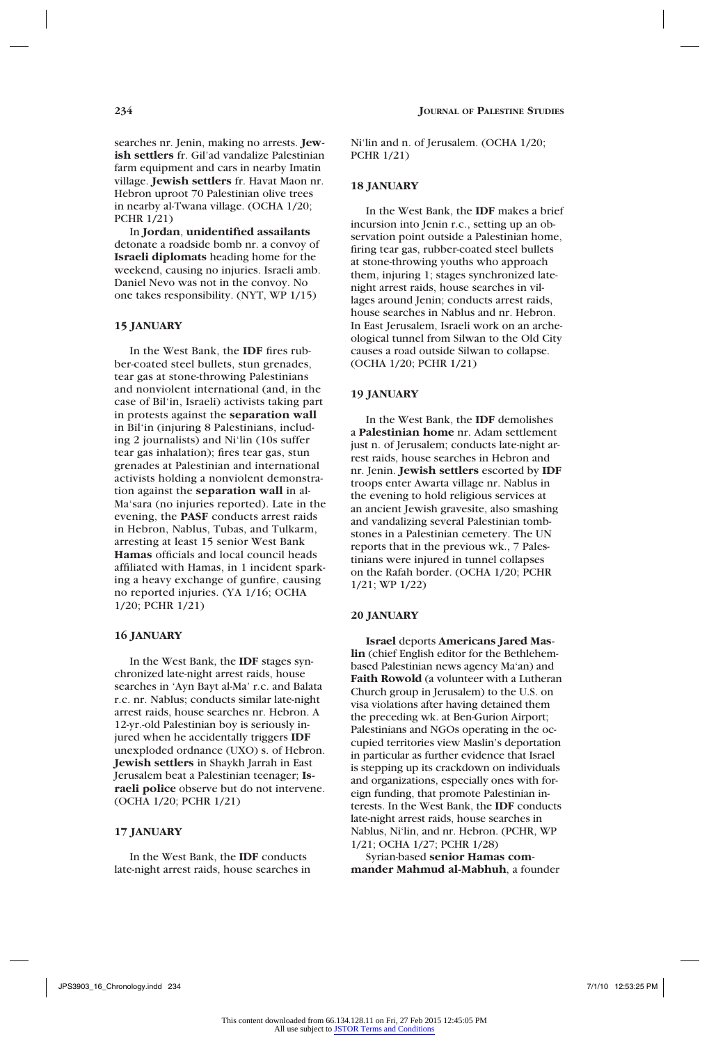searches nr. Jenin, making no arrests. **Jewish settlers** fr. Gil'ad vandalize Palestinian farm equipment and cars in nearby Imatin village. **Jewish settlers** fr. Havat Maon nr. Hebron uproot 70 Palestinian olive trees in nearby al-Twana village. (OCHA 1/20; PCHR 1/21)

In **Jordan**, **unidentified assailants** detonate a roadside bomb nr. a convoy of **Israeli diplomats** heading home for the weekend, causing no injuries. Israeli amb. Daniel Nevo was not in the convoy. No one takes responsibility. (NYT, WP 1/15)

### 15 JANUARY

In the West Bank, the **IDF** fires rubber-coated steel bullets, stun grenades, tear gas at stone-throwing Palestinians and nonviolent international (and, in the case of Bil'in, Israeli) activists taking part in protests against the **separation wall** in Bil'in (injuring 8 Palestinians, including 2 journalists) and Ni'lin (10s suffer tear gas inhalation); fires tear gas, stun grenades at Palestinian and international activists holding a nonviolent demonstration against the **separation wall** in al-Ma'sara (no injuries reported). Late in the evening, the **PASF** conducts arrest raids in Hebron, Nablus, Tubas, and Tulkarm, arresting at least 15 senior West Bank **Hamas** officials and local council heads affiliated with Hamas, in 1 incident sparking a heavy exchange of gunfire, causing no reported injuries. (YA 1/16; OCHA 1/20; PCHR 1/21)

### 16 JANUARY

In the West Bank, the **IDF** stages synchronized late-night arrest raids, house searches in 'Ayn Bayt al-Ma' r.c. and Balata r.c. nr. Nablus; conducts similar late-night arrest raids, house searches nr. Hebron. A 12-yr.-old Palestinian boy is seriously injured when he accidentally triggers **IDF** unexploded ordnance (UXO) s. of Hebron. **Jewish settlers** in Shaykh Jarrah in East Jerusalem beat a Palestinian teenager; **Israeli police** observe but do not intervene. (OCHA 1/20; PCHR 1/21)

### 17 JANUARY

In the West Bank, the **IDF** conducts late-night arrest raids, house searches in Ni'lin and n. of Jerusalem. (OCHA 1/20; PCHR 1/21)

### 18 JANUARY

In the West Bank, the **IDF** makes a brief incursion into Jenin r.c., setting up an observation point outside a Palestinian home, firing tear gas, rubber-coated steel bullets at stone-throwing youths who approach them, injuring 1; stages synchronized late-night arrest raids, house searches in villages around Jenin; conducts arrest raids, house searches in Nablus and nr. Hebron. In East Jerusalem, Israeli work on an archeological tunnel from Silwan to the Old City causes a road outside Silwan to collapse. (OCHA 1/20; PCHR 1/21)

### 19 JANUARY

In the West Bank, the **IDF** demolishes a **Palestinian home** nr. Adam settlement just n. of Jerusalem; conducts late-night arrest raids, house searches in Hebron and nr. Jenin. **Jewish settlers** escorted by **IDF** troops enter Awarta village nr. Nablus in the evening to hold religious services at an ancient Jewish gravesite, also smashing and vandalizing several Palestinian tombstones in a Palestinian cemetery. The UN reports that in the previous wk., 7 Palestinians were injured in tunnel collapses on the Rafah border. (OCHA 1/20; PCHR 1/21; WP 1/22)

### 20 JANUARY

**Israel** deports **Americans Jared Maslin** (chief English editor for the Bethlehem-based Palestinian news agency Ma'an) and **Faith Rowold** (a volunteer with a Lutheran Church group in Jerusalem) to the U.S. on visa violations after having detained them the preceding wk. at Ben-Gurion Airport; Palestinians and NGOs operating in the occupied territories view Maslin's deportation in particular as further evidence that Israel is stepping up its crackdown on individuals and organizations, especially ones with foreign funding, that promote Palestinian interests. In the West Bank, the **IDF** conducts late-night arrest raids, house searches in Nablus, Ni'lin, and nr. Hebron. (PCHR, WP 1/21; OCHA 1/27; PCHR 1/28)

Syrian-based **senior Hamas commander Mahmud al-Mabhuh**, a founder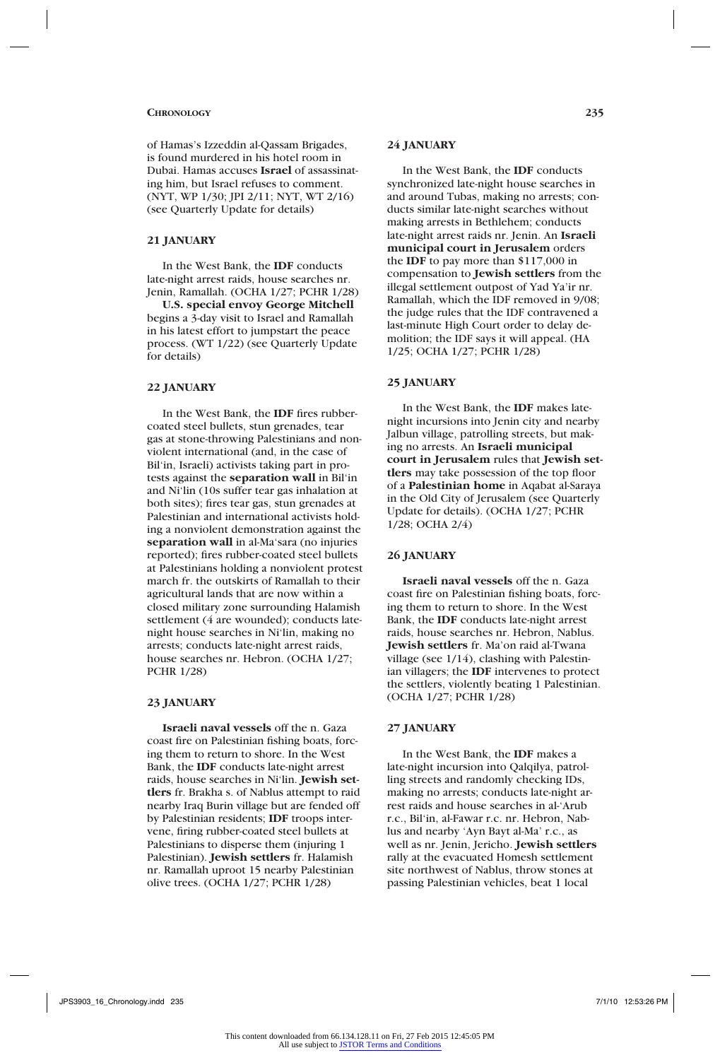of Hamas's Izzeddin al-Qassam Brigades, is found murdered in his hotel room in Dubai. Hamas accuses **Israel** of assassinating him, but Israel refuses to comment. (NYT, WP 1/30; JPI 2/11; NYT, WT 2/16) (see Quarterly Update for details)

## 21 JANUARY

In the West Bank, the **IDF** conducts late-night arrest raids, house searches nr. Jenin, Ramallah. (OCHA 1/27; PCHR 1/28)

**U.S. special envoy George Mitchell** begins a 3-day visit to Israel and Ramallah in his latest effort to jumpstart the peace process. (WT 1/22) (see Quarterly Update for details)

## 22 JANUARY

In the West Bank, the **IDF** fires rubber-coated steel bullets, stun grenades, tear gas at stone-throwing Palestinians and nonviolent international (and, in the case of Bil'in, Israeli) activists taking part in protests against the **separation wall** in Bil'in and Ni'lin (10s suffer tear gas inhalation at both sites); fires tear gas, stun grenades at Palestinian and international activists holding a nonviolent demonstration against the **separation wall** in al-Ma'sara (no injuries reported); fires rubber-coated steel bullets at Palestinians holding a nonviolent protest march fr. the outskirts of Ramallah to their agricultural lands that are now within a closed military zone surrounding Halamish settlement (4 are wounded); conducts late-night house searches in Ni'lin, making no arrests; conducts late-night arrest raids, house searches nr. Hebron. (OCHA 1/27; PCHR 1/28)

## 23 JANUARY

**Israeli naval vessels** off the n. Gaza coast fire on Palestinian fishing boats, forcing them to return to shore. In the West Bank, the **IDF** conducts late-night arrest raids, house searches in Ni'lin. **Jewish settlers** fr. Brakha s. of Nablus attempt to raid nearby Iraq Burin village but are fended off by Palestinian residents; **IDF** troops intervene, firing rubber-coated steel bullets at Palestinians to disperse them (injuring 1 Palestinian). **Jewish settlers** fr. Halamish nr. Ramallah uproot 15 nearby Palestinian olive trees. (OCHA 1/27; PCHR 1/28)

## 24 JANUARY

In the West Bank, the **IDF** conducts synchronized late-night house searches in and around Tubas, making no arrests; conducts similar late-night searches without making arrests in Bethlehem; conducts late-night arrest raids nr. Jenin. An **Israeli municipal court in Jerusalem** orders the **IDF** to pay more than $117,000 in compensation to **Jewish settlers** from the illegal settlement outpost of Yad Ya'ir nr. Ramallah, which the IDF removed in 9/08; the judge rules that the IDF contravened a last-minute High Court order to delay demolition; the IDF says it will appeal. (HA 1/25; OCHA 1/27; PCHR 1/28)

## 25 JANUARY

In the West Bank, the **IDF** makes late-night incursions into Jenin city and nearby Jalbun village, patrolling streets, but making no arrests. An **Israeli municipal court in Jerusalem** rules that **Jewish settlers** may take possession of the top floor of a **Palestinian home** in Aqabat al-Saraya in the Old City of Jerusalem (see Quarterly Update for details). (OCHA 1/27; PCHR 1/28; OCHA 2/4)

## 26 JANUARY

**Israeli naval vessels** off the n. Gaza coast fire on Palestinian fishing boats, forcing them to return to shore. In the West Bank, the **IDF** conducts late-night arrest raids, house searches nr. Hebron, Nablus. **Jewish settlers** fr. Ma'on raid al-Twana village (see 1/14), clashing with Palestinian villagers; the **IDF** intervenes to protect the settlers, violently beating 1 Palestinian. (OCHA 1/27; PCHR 1/28)

## 27 JANUARY

In the West Bank, the **IDF** makes a late-night incursion into Qalqilya, patrolling streets and randomly checking IDs, making no arrests; conducts late-night arrest raids and house searches in al-'Arub r.c., Bil'in, al-Fawar r.c. nr. Hebron, Nablus and nearby 'Ayn Bayt al-Ma' r.c., as well as nr. Jenin, Jericho. **Jewish settlers** rally at the evacuated Homesh settlement site northwest of Nablus, throw stones at passing Palestinian vehicles, beat 1 local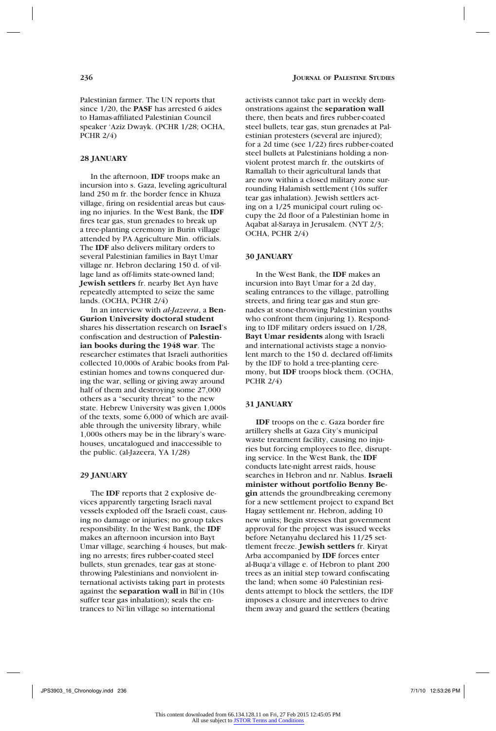Palestinian farmer. The UN reports that since 1/20, the **PASF** has arrested 6 aides to Hamas-affiliated Palestinian Council speaker 'Aziz Dwayk. (PCHR 1/28; OCHA, PCHR 2/4)

### 28 JANUARY

In the afternoon, **IDF** troops make an incursion into s. Gaza, leveling agricultural land 250 m fr. the border fence in Khuza village, firing on residential areas but causing no injuries. In the West Bank, the **IDF** fires tear gas, stun grenades to break up a tree-planting ceremony in Burin village attended by PA Agriculture Min. officials. The **IDF** also delivers military orders to several Palestinian families in Bayt Umar village nr. Hebron declaring 150 d. of village land as off-limits state-owned land; **Jewish settlers** fr. nearby Bet Ayn have repeatedly attempted to seize the same lands. (OCHA, PCHR 2/4)

In an interview with *al-Jazeera*, a **Ben-Gurion University doctoral student** shares his dissertation research on **Israel**'s confiscation and destruction of **Palestinian books during the 1948 war**. The researcher estimates that Israeli authorities collected 10,000s of Arabic books from Palestinian homes and towns conquered during the war, selling or giving away around half of them and destroying some 27,000 others as a "security threat" to the new state. Hebrew University was given 1,000s of the texts, some 6,000 of which are available through the university library, while 1,000s others may be in the library's warehouses, uncatalogued and inaccessible to the public. (al-Jazeera, YA 1/28)

### 29 JANUARY

The **IDF** reports that 2 explosive devices apparently targeting Israeli naval vessels exploded off the Israeli coast, causing no damage or injuries; no group takes responsibility. In the West Bank, the **IDF** makes an afternoon incursion into Bayt Umar village, searching 4 houses, but making no arrests; fires rubber-coated steel bullets, stun grenades, tear gas at stone-throwing Palestinians and nonviolent international activists taking part in protests against the **separation wall** in Bil'in (10s suffer tear gas inhalation); seals the entrances to Ni'lin village so international activists cannot take part in weekly demonstrations against the **separation wall** there, then beats and fires rubber-coated steel bullets, tear gas, stun grenades at Palestinian protesters (several are injured); for a 2d time (see 1/22) fires rubber-coated steel bullets at Palestinians holding a nonviolent protest march fr. the outskirts of Ramallah to their agricultural lands that are now within a closed military zone surrounding Halamish settlement (10s suffer tear gas inhalation). Jewish settlers acting on a 1/25 municipal court ruling occupy the 2d floor of a Palestinian home in Aqabat al-Saraya in Jerusalem. (NYT 2/3; OCHA, PCHR 2/4)

### 30 JANUARY

In the West Bank, the **IDF** makes an incursion into Bayt Umar for a 2d day, sealing entrances to the village, patrolling streets, and firing tear gas and stun grenades at stone-throwing Palestinian youths who confront them (injuring 1). Responding to IDF military orders issued on 1/28, **Bayt Umar residents** along with Israeli and international activists stage a nonviolent march to the 150 d. declared off-limits by the IDF to hold a tree-planting ceremony, but **IDF** troops block them. (OCHA, PCHR 2/4)

### 31 JANUARY

**IDF** troops on the c. Gaza border fire artillery shells at Gaza City's municipal waste treatment facility, causing no injuries but forcing employees to flee, disrupting service. In the West Bank, the **IDF** conducts late-night arrest raids, house searches in Hebron and nr. Nablus. **Israeli minister without portfolio Benny Begin** attends the groundbreaking ceremony for a new settlement project to expand Bet Hagay settlement nr. Hebron, adding 10 new units; Begin stresses that government approval for the project was issued weeks before Netanyahu declared his 11/25 settlement freeze. **Jewish settlers** fr. Kiryat Arba accompanied by **IDF** forces enter al-Buqa'a village e. of Hebron to plant 200 trees as an initial step toward confiscating the land; when some 40 Palestinian residents attempt to block the settlers, the IDF imposes a closure and intervenes to drive them away and guard the settlers (beating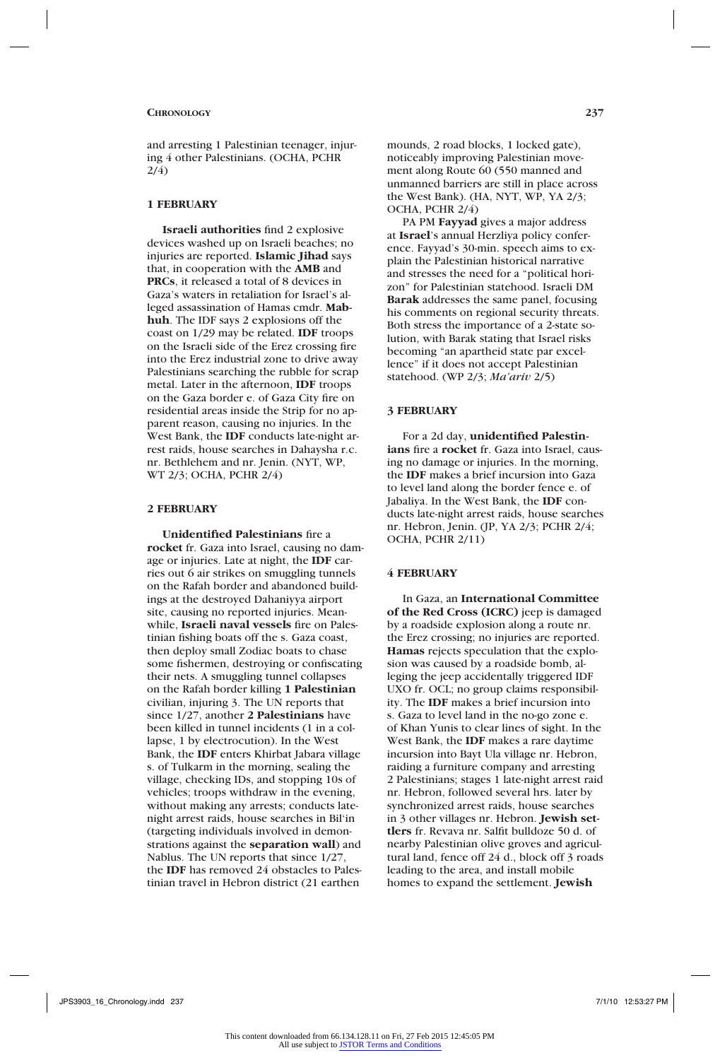and arresting 1 Palestinian teenager, injuring 4 other Palestinians. (OCHA, PCHR 2/4)

### 1 FEBRUARY

**Israeli authorities** find 2 explosive devices washed up on Israeli beaches; no injuries are reported. **Islamic Jihad** says that, in cooperation with the **AMB** and **PRCs**, it released a total of 8 devices in Gaza's waters in retaliation for Israel's alleged assassination of Hamas cmdr. **Mabhuh**. The IDF says 2 explosions off the coast on 1/29 may be related. **IDF** troops on the Israeli side of the Erez crossing fire into the Erez industrial zone to drive away Palestinians searching the rubble for scrap metal. Later in the afternoon, **IDF** troops on the Gaza border e. of Gaza City fire on residential areas inside the Strip for no apparent reason, causing no injuries. In the West Bank, the **IDF** conducts late-night arrest raids, house searches in Dahaysha r.c. nr. Bethlehem and nr. Jenin. (NYT, WP, WT 2/3; OCHA, PCHR 2/4)

### 2 FEBRUARY

**Unidentified Palestinians** fire a **rocket** fr. Gaza into Israel, causing no damage or injuries. Late at night, the **IDF** carries out 6 air strikes on smuggling tunnels on the Rafah border and abandoned buildings at the destroyed Dahaniyya airport site, causing no reported injuries. Meanwhile, **Israeli naval vessels** fire on Palestinian fishing boats off the s. Gaza coast, then deploy small Zodiac boats to chase some fishermen, destroying or confiscating their nets. A smuggling tunnel collapses on the Rafah border killing **1 Palestinian** civilian, injuring 3. The UN reports that since 1/27, another **2 Palestinians** have been killed in tunnel incidents (1 in a collapse, 1 by electrocution). In the West Bank, the **IDF** enters Khirbat Jabara village s. of Tulkarm in the morning, sealing the village, checking IDs, and stopping 10s of vehicles; troops withdraw in the evening, without making any arrests; conducts late-night arrest raids, house searches in Bil'in (targeting individuals involved in demonstrations against the **separation wall**) and Nablus. The UN reports that since 1/27, the **IDF** has removed 24 obstacles to Palestinian travel in Hebron district (21 earthen mounds, 2 road blocks, 1 locked gate), noticeably improving Palestinian movement along Route 60 (550 manned and unmanned barriers are still in place across the West Bank). (HA, NYT, WP, YA 2/3; OCHA, PCHR 2/4)

PA PM **Fayyad** gives a major address at **Israel**'s annual Herzliya policy conference. Fayyad's 30-min. speech aims to explain the Palestinian historical narrative and stresses the need for a "political horizon" for Palestinian statehood. Israeli DM **Barak** addresses the same panel, focusing his comments on regional security threats. Both stress the importance of a 2-state solution, with Barak stating that Israel risks becoming "an apartheid state par excellence" if it does not accept Palestinian statehood. (WP 2/3; *Ma'ariv* 2/5)

### 3 FEBRUARY

For a 2d day, **unidentified Palestinians** fire a **rocket** fr. Gaza into Israel, causing no damage or injuries. In the morning, the **IDF** makes a brief incursion into Gaza to level land along the border fence e. of Jabaliya. In the West Bank, the **IDF** conducts late-night arrest raids, house searches nr. Hebron, Jenin. (JP, YA 2/3; PCHR 2/4; OCHA, PCHR 2/11)

### 4 FEBRUARY

In Gaza, an **International Committee of the Red Cross (ICRC)** jeep is damaged by a roadside explosion along a route nr. the Erez crossing; no injuries are reported. **Hamas** rejects speculation that the explosion was caused by a roadside bomb, alleging the jeep accidentally triggered IDF UXO fr. OCL; no group claims responsibility. The **IDF** makes a brief incursion into s. Gaza to level land in the no-go zone e. of Khan Yunis to clear lines of sight. In the West Bank, the **IDF** makes a rare daytime incursion into Bayt Ula village nr. Hebron, raiding a furniture company and arresting 2 Palestinians; stages 1 late-night arrest raid nr. Hebron, followed several hrs. later by synchronized arrest raids, house searches in 3 other villages nr. Hebron. **Jewish settlers** fr. Revava nr. Salfit bulldoze 50 d. of nearby Palestinian olive groves and agricultural land, fence off 24 d., block off 3 roads leading to the area, and install mobile homes to expand the settlement. **Jewish**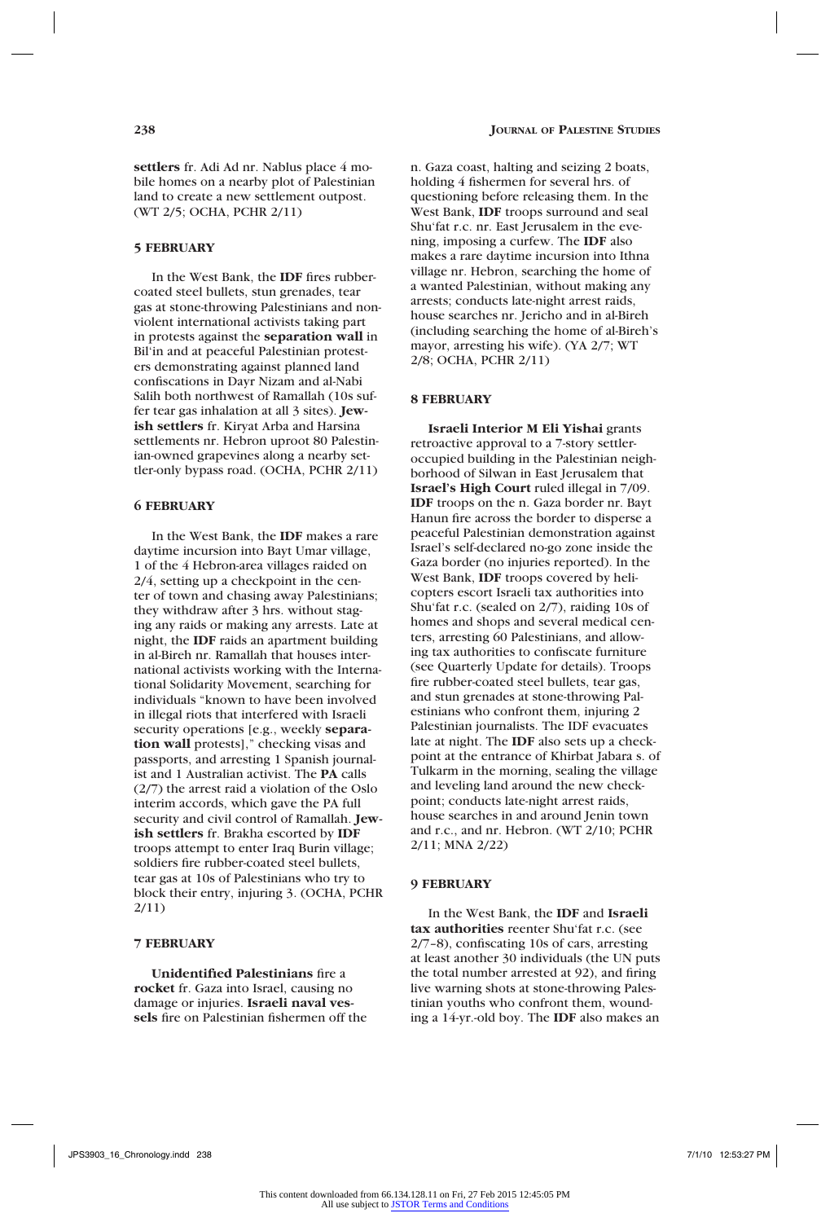**settlers** fr. Adi Ad nr. Nablus place 4 mobile homes on a nearby plot of Palestinian land to create a new settlement outpost. (WT 2/5; OCHA, PCHR 2/11)

### 5 FEBRUARY

In the West Bank, the **IDF** fires rubber-coated steel bullets, stun grenades, tear gas at stone-throwing Palestinians and non-violent international activists taking part in protests against the **separation wall** in Bil'in and at peaceful Palestinian protesters demonstrating against planned land confiscations in Dayr Nizam and al-Nabi Salih both northwest of Ramallah (10s suffer tear gas inhalation at all 3 sites). **Jewish settlers** fr. Kiryat Arba and Harsina settlements nr. Hebron uproot 80 Palestinian-owned grapevines along a nearby settler-only bypass road. (OCHA, PCHR 2/11)

### 6 FEBRUARY

In the West Bank, the **IDF** makes a rare daytime incursion into Bayt Umar village, 1 of the 4 Hebron-area villages raided on 2/4, setting up a checkpoint in the center of town and chasing away Palestinians; they withdraw after 3 hrs. without staging any raids or making any arrests. Late at night, the **IDF** raids an apartment building in al-Bireh nr. Ramallah that houses international activists working with the International Solidarity Movement, searching for individuals "known to have been involved in illegal riots that interfered with Israeli security operations [e.g., weekly **separation wall** protests]," checking visas and passports, and arresting 1 Spanish journalist and 1 Australian activist. The **PA** calls (2/7) the arrest raid a violation of the Oslo interim accords, which gave the PA full security and civil control of Ramallah. **Jewish settlers** fr. Brakha escorted by **IDF** troops attempt to enter Iraq Burin village; soldiers fire rubber-coated steel bullets, tear gas at 10s of Palestinians who try to block their entry, injuring 3. (OCHA, PCHR 2/11)

### 7 FEBRUARY

**Unidentified Palestinians** fire a **rocket** fr. Gaza into Israel, causing no damage or injuries. **Israeli naval vessels** fire on Palestinian fishermen off the n. Gaza coast, halting and seizing 2 boats, holding 4 fishermen for several hrs. of questioning before releasing them. In the West Bank, **IDF** troops surround and seal Shu'fat r.c. nr. East Jerusalem in the evening, imposing a curfew. The **IDF** also makes a rare daytime incursion into Ithna village nr. Hebron, searching the home of a wanted Palestinian, without making any arrests; conducts late-night arrest raids, house searches nr. Jericho and in al-Bireh (including searching the home of al-Bireh's mayor, arresting his wife). (YA 2/7; WT 2/8; OCHA, PCHR 2/11)

### 8 FEBRUARY

**Israeli Interior M Eli Yishai** grants retroactive approval to a 7-story settler-occupied building in the Palestinian neighborhood of Silwan in East Jerusalem that **Israel's High Court** ruled illegal in 7/09. **IDF** troops on the n. Gaza border nr. Bayt Hanun fire across the border to disperse a peaceful Palestinian demonstration against Israel's self-declared no-go zone inside the Gaza border (no injuries reported). In the West Bank, **IDF** troops covered by helicopters escort Israeli tax authorities into Shu'fat r.c. (sealed on 2/7), raiding 10s of homes and shops and several medical centers, arresting 60 Palestinians, and allowing tax authorities to confiscate furniture (see Quarterly Update for details). Troops fire rubber-coated steel bullets, tear gas, and stun grenades at stone-throwing Palestinians who confront them, injuring 2 Palestinian journalists. The IDF evacuates late at night. The **IDF** also sets up a checkpoint at the entrance of Khirbat Jabara s. of Tulkarm in the morning, sealing the village and leveling land around the new checkpoint; conducts late-night arrest raids, house searches in and around Jenin town and r.c., and nr. Hebron. (WT 2/10; PCHR 2/11; MNA 2/22)

### 9 FEBRUARY

In the West Bank, the **IDF** and **Israeli tax authorities** reenter Shu'fat r.c. (see 2/7–8), confiscating 10s of cars, arresting at least another 30 individuals (the UN puts the total number arrested at 92), and firing live warning shots at stone-throwing Palestinian youths who confront them, wounding a 14-yr.-old boy. The **IDF** also makes an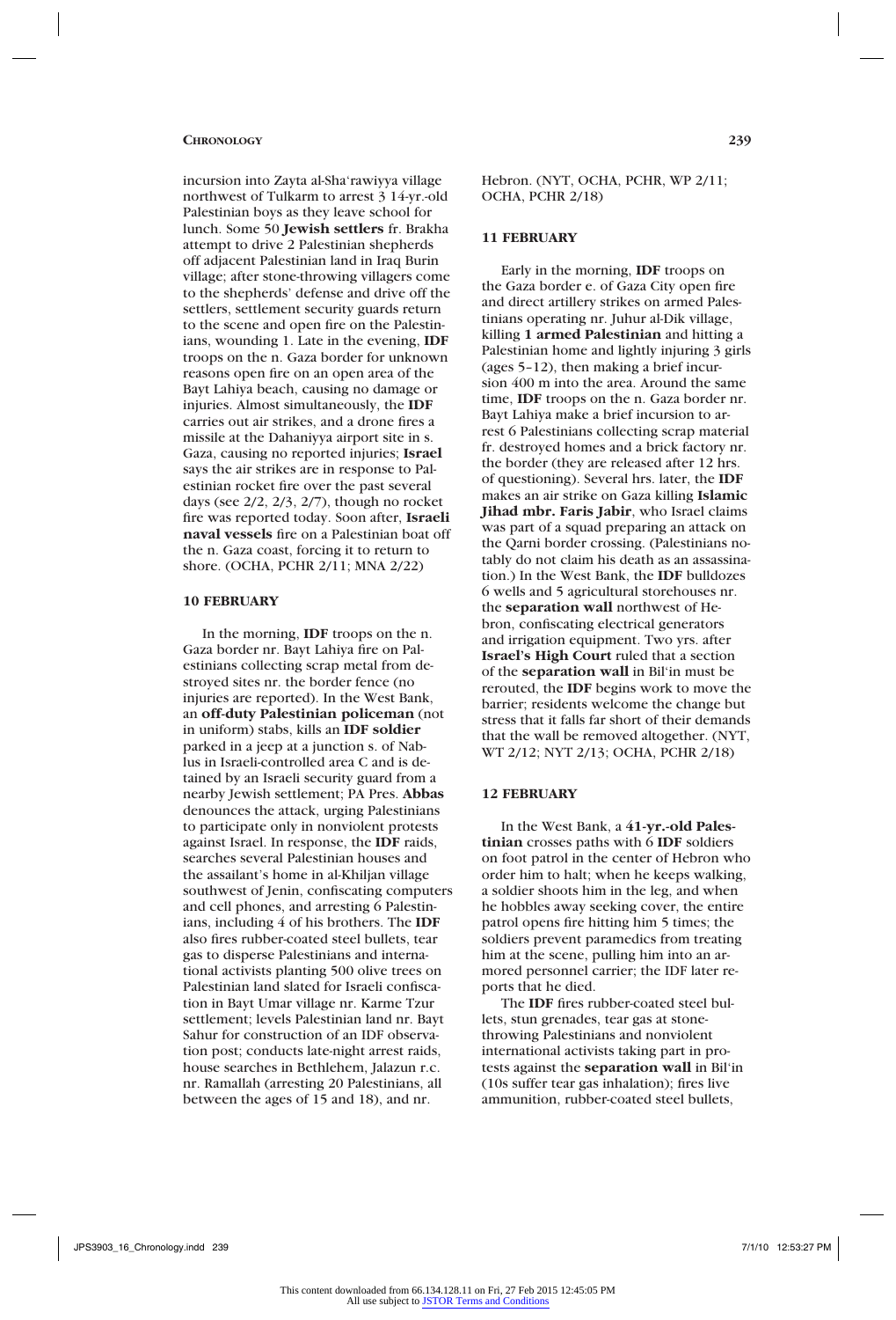incursion into Zayta al-Sha'rawiyya village northwest of Tulkarm to arrest 3 14-yr.-old Palestinian boys as they leave school for lunch. Some 50 **Jewish settlers** fr. Brakha attempt to drive 2 Palestinian shepherds off adjacent Palestinian land in Iraq Burin village; after stone-throwing villagers come to the shepherds' defense and drive off the settlers, settlement security guards return to the scene and open fire on the Palestinians, wounding 1. Late in the evening, **IDF** troops on the n. Gaza border for unknown reasons open fire on an open area of the Bayt Lahiya beach, causing no damage or injuries. Almost simultaneously, the **IDF** carries out air strikes, and a drone fires a missile at the Dahaniyya airport site in s. Gaza, causing no reported injuries; **Israel** says the air strikes are in response to Palestinian rocket fire over the past several days (see 2/2, 2/3, 2/7), though no rocket fire was reported today. Soon after, **Israeli naval vessels** fire on a Palestinian boat off the n. Gaza coast, forcing it to return to shore. (OCHA, PCHR 2/11; MNA 2/22)

### 10 FEBRUARY

In the morning, **IDF** troops on the n. Gaza border nr. Bayt Lahiya fire on Palestinians collecting scrap metal from destroyed sites nr. the border fence (no injuries are reported). In the West Bank, an **off-duty Palestinian policeman** (not in uniform) stabs, kills an **IDF soldier** parked in a jeep at a junction s. of Nablus in Israeli-controlled area C and is detained by an Israeli security guard from a nearby Jewish settlement; PA Pres. **Abbas** denounces the attack, urging Palestinians to participate only in nonviolent protests against Israel. In response, the **IDF** raids, searches several Palestinian houses and the assailant's home in al-Khiljan village southwest of Jenin, confiscating computers and cell phones, and arresting 6 Palestinians, including 4 of his brothers. The **IDF** also fires rubber-coated steel bullets, tear gas to disperse Palestinians and international activists planting 500 olive trees on Palestinian land slated for Israeli confiscation in Bayt Umar village nr. Karme Tzur settlement; levels Palestinian land nr. Bayt Sahur for construction of an IDF observation post; conducts late-night arrest raids, house searches in Bethlehem, Jalazun r.c. nr. Ramallah (arresting 20 Palestinians, all between the ages of 15 and 18), and nr. Hebron. (NYT, OCHA, PCHR, WP 2/11; OCHA, PCHR 2/18)

### 11 FEBRUARY

Early in the morning, **IDF** troops on the Gaza border e. of Gaza City open fire and direct artillery strikes on armed Palestinians operating nr. Juhur al-Dik village, killing **1 armed Palestinian** and hitting a Palestinian home and lightly injuring 3 girls (ages 5–12), then making a brief incursion 400 m into the area. Around the same time, **IDF** troops on the n. Gaza border nr. Bayt Lahiya make a brief incursion to arrest 6 Palestinians collecting scrap material fr. destroyed homes and a brick factory nr. the border (they are released after 12 hrs. of questioning). Several hrs. later, the **IDF** makes an air strike on Gaza killing **Islamic Jihad mbr. Faris Jabir**, who Israel claims was part of a squad preparing an attack on the Qarni border crossing. (Palestinians notably do not claim his death as an assassination.) In the West Bank, the **IDF** bulldozes 6 wells and 5 agricultural storehouses nr. the **separation wall** northwest of Hebron, confiscating electrical generators and irrigation equipment. Two yrs. after **Israel's High Court** ruled that a section of the **separation wall** in Bil'in must be rerouted, the **IDF** begins work to move the barrier; residents welcome the change but stress that it falls far short of their demands that the wall be removed altogether. (NYT, WT 2/12; NYT 2/13; OCHA, PCHR 2/18)

### 12 FEBRUARY

In the West Bank, a **41-yr.-old Palestinian** crosses paths with 6 **IDF** soldiers on foot patrol in the center of Hebron who order him to halt; when he keeps walking, a soldier shoots him in the leg, and when he hobbles away seeking cover, the entire patrol opens fire hitting him 5 times; the soldiers prevent paramedics from treating him at the scene, pulling him into an armored personnel carrier; the IDF later reports that he died.

The **IDF** fires rubber-coated steel bullets, stun grenades, tear gas at stone-throwing Palestinians and nonviolent international activists taking part in protests against the **separation wall** in Bil'in (10s suffer tear gas inhalation); fires live ammunition, rubber-coated steel bullets,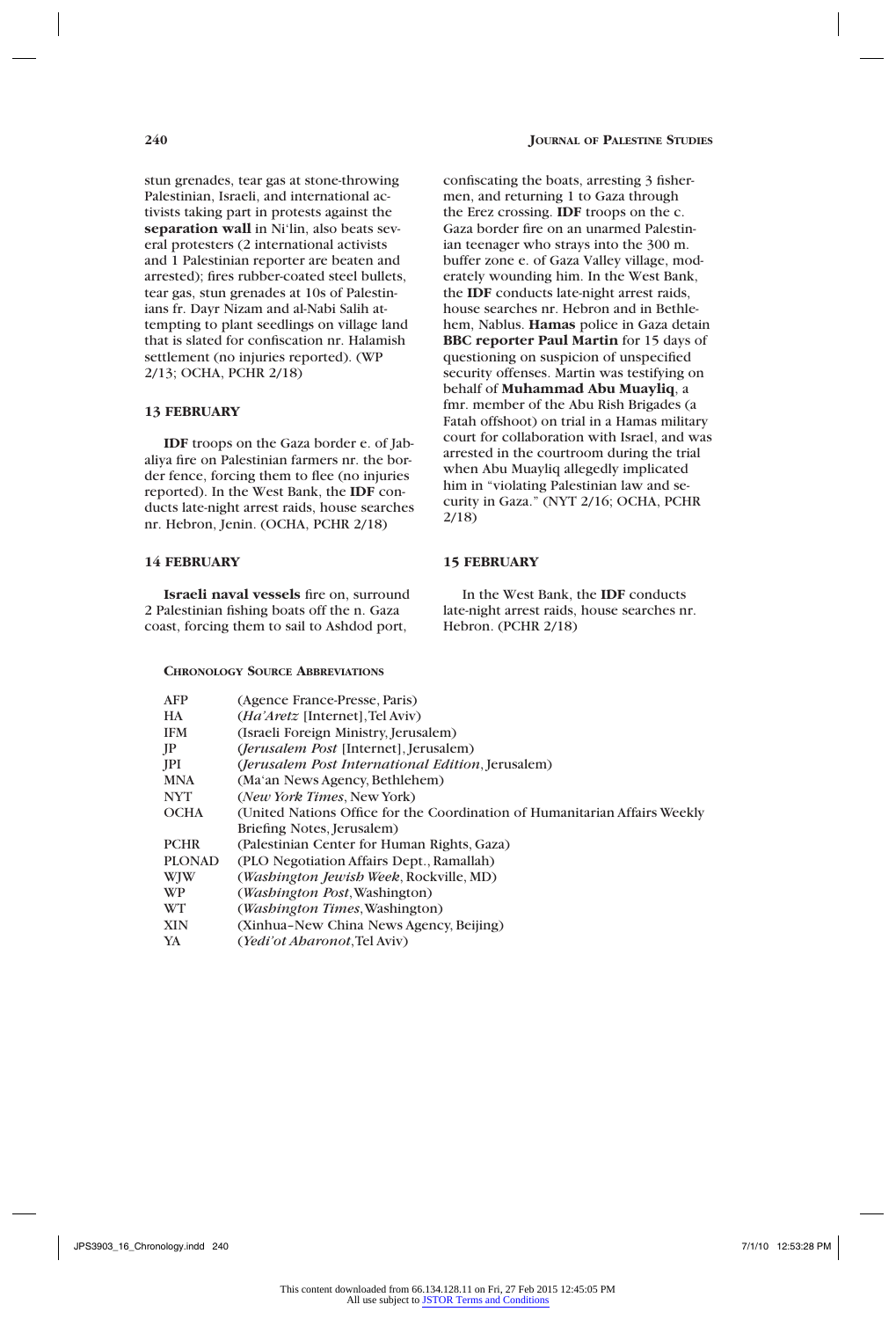stun grenades, tear gas at stone-throwing Palestinian, Israeli, and international activists taking part in protests against the **separation wall** in Ni'lin, also beats several protesters (2 international activists and 1 Palestinian reporter are beaten and arrested); fires rubber-coated steel bullets, tear gas, stun grenades at 10s of Palestinians fr. Dayr Nizam and al-Nabi Salih attempting to plant seedlings on village land that is slated for confiscation nr. Halamish settlement (no injuries reported). (WP 2/13; OCHA, PCHR 2/18)

### 13 FEBRUARY

**IDF** troops on the Gaza border e. of Jabaliya fire on Palestinian farmers nr. the border fence, forcing them to flee (no injuries reported). In the West Bank, the **IDF** conducts late-night arrest raids, house searches nr. Hebron, Jenin. (OCHA, PCHR 2/18)

### 14 FEBRUARY

**Israeli naval vessels** fire on, surround 2 Palestinian fishing boats off the n. Gaza coast, forcing them to sail to Ashdod port, confiscating the boats, arresting 3 fishermen, and returning 1 to Gaza through the Erez crossing. **IDF** troops on the c. Gaza border fire on an unarmed Palestinian teenager who strays into the 300 m. buffer zone e. of Gaza Valley village, moderately wounding him. In the West Bank, the **IDF** conducts late-night arrest raids, house searches nr. Hebron and in Bethlehem, Nablus. **Hamas** police in Gaza detain **BBC reporter Paul Martin** for 15 days of questioning on suspicion of unspecified security offenses. Martin was testifying on behalf of **Muhammad Abu Muayliq**, a fmr. member of the Abu Rish Brigades (a Fatah offshoot) on trial in a Hamas military court for collaboration with Israel, and was arrested in the courtroom during the trial when Abu Muayliq allegedly implicated him in "violating Palestinian law and security in Gaza." (NYT 2/16; OCHA, PCHR 2/18)

### 15 FEBRUARY

In the West Bank, the **IDF** conducts late-night arrest raids, house searches nr. Hebron. (PCHR 2/18)

#### CHRONOLOGY SOURCE ABBREVIATIONS

| | |
|---|---|
| AFP | (Agence France-Presse, Paris) |
| HA | (*Ha'Aretz* [Internet], Tel Aviv) |
| IFM | (Israeli Foreign Ministry, Jerusalem) |
| JP | (*Jerusalem Post* [Internet], Jerusalem) |
| JPI | (*Jerusalem Post International Edition*, Jerusalem) |
| MNA | (Ma'an News Agency, Bethlehem) |
| NYT | (*New York Times*, New York) |
| OCHA | (United Nations Office for the Coordination of Humanitarian Affairs Weekly Briefing Notes, Jerusalem) |
| PCHR | (Palestinian Center for Human Rights, Gaza) |
| PLONAD | (PLO Negotiation Affairs Dept., Ramallah) |
| WJW | (*Washington Jewish Week*, Rockville, MD) |
| WP | (*Washington Post*, Washington) |
| WT | (*Washington Times*, Washington) |
| XIN | (Xinhua–New China News Agency, Beijing) |
| YA | (*Yedi'ot Aharonot*, Tel Aviv) |